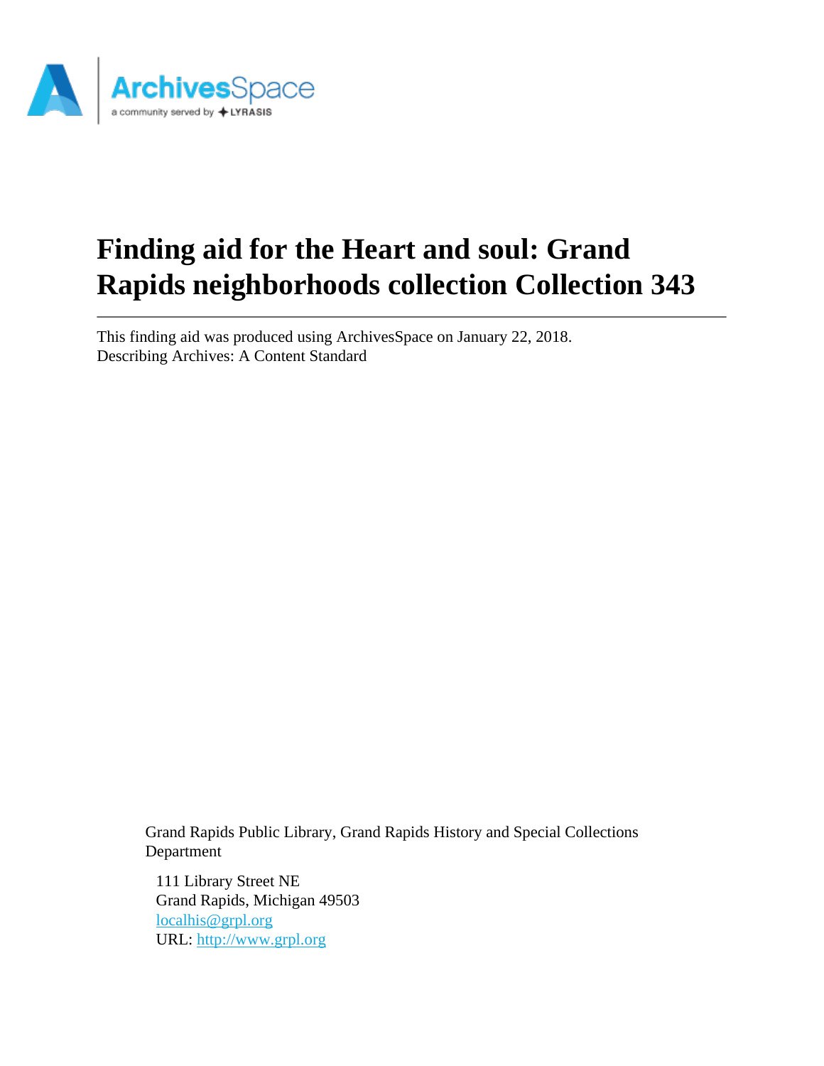# Finding aid for the Heart and soul: Grand Rapids neighborhoods collection Collection 343

This finding aid was produced using ArchivesSpace on January 22, 2018.
Describing Archives: A Content Standard

Grand Rapids Public Library, Grand Rapids History and Special Collections Department

111 Library Street NE
Grand Rapids, Michigan 49503
localhis@grpl.org
URL: http://www.grpl.org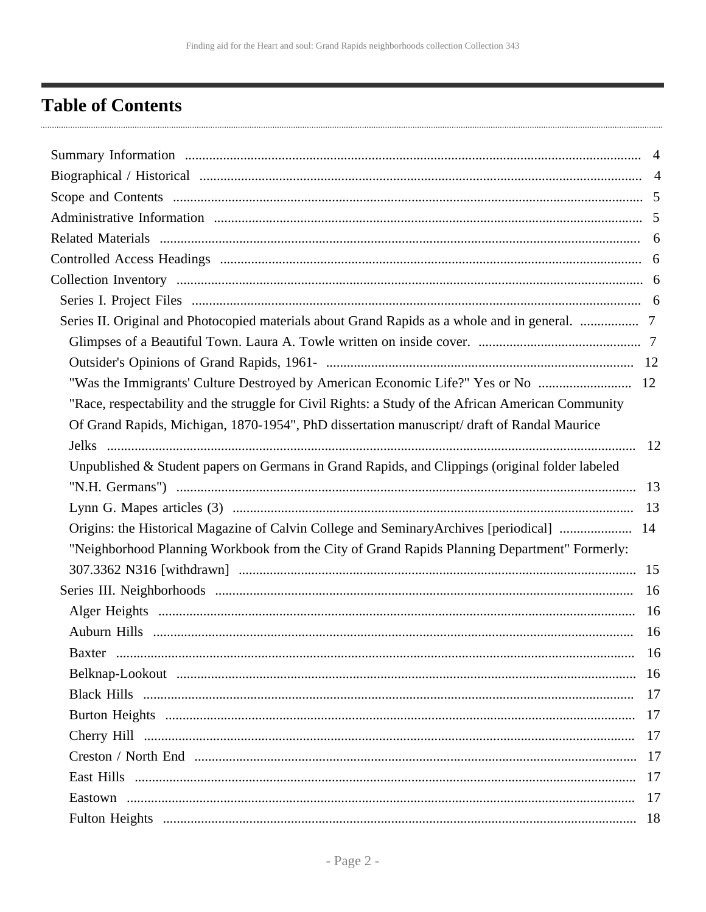# Table of Contents

- Summary Information ... 4
- Biographical / Historical ... 4
- Scope and Contents ... 5
- Administrative Information ... 5
- Related Materials ... 6
- Controlled Access Headings ... 6
- Collection Inventory ... 6
  - Series I. Project Files ... 6
  - Series II. Original and Photocopied materials about Grand Rapids as a whole and in general. ... 7
    - Glimpses of a Beautiful Town. Laura A. Towle written on inside cover. ... 7
    - Outsider's Opinions of Grand Rapids, 1961- ... 12
    - "Was the Immigrants' Culture Destroyed by American Economic Life?" Yes or No ... 12
    - "Race, respectability and the struggle for Civil Rights: a Study of the African American Community Of Grand Rapids, Michigan, 1870-1954", PhD dissertation manuscript/ draft of Randal Maurice Jelks ... 12
    - Unpublished & Student papers on Germans in Grand Rapids, and Clippings (original folder labeled "N.H. Germans") ... 13
    - Lynn G. Mapes articles (3) ... 13
    - Origins: the Historical Magazine of Calvin College and SeminaryArchives [periodical] ... 14
    - "Neighborhood Planning Workbook from the City of Grand Rapids Planning Department" Formerly: 307.3362 N316 [withdrawn] ... 15
  - Series III. Neighborhoods ... 16
    - Alger Heights ... 16
    - Auburn Hills ... 16
    - Baxter ... 16
    - Belknap-Lookout ... 16
    - Black Hills ... 17
    - Burton Heights ... 17
    - Cherry Hill ... 17
    - Creston / North End ... 17
    - East Hills ... 17
    - Eastown ... 17
    - Fulton Heights ... 18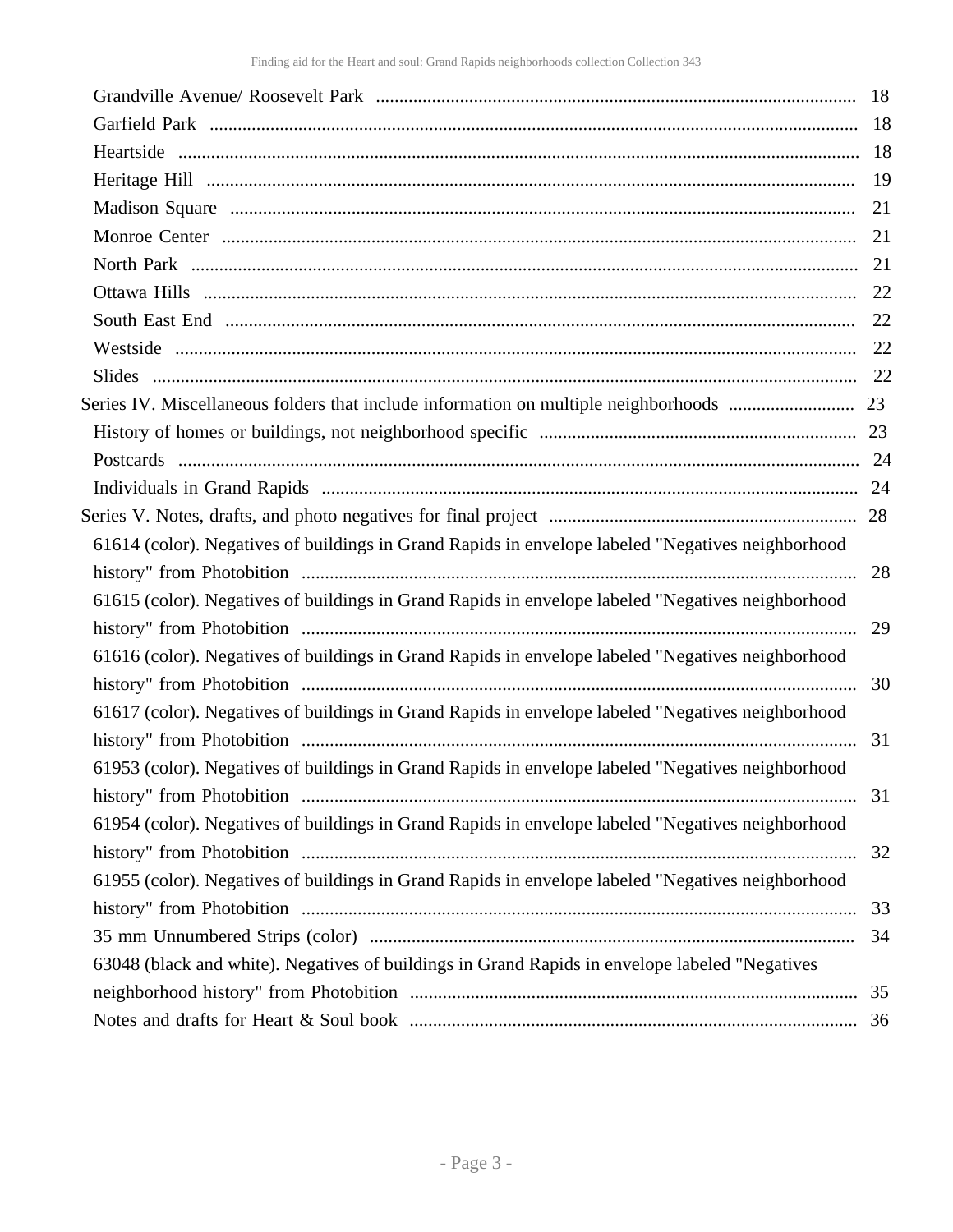- Grandville Avenue/ Roosevelt Park ..... 18
- Garfield Park ..... 18
- Heartside ..... 18
- Heritage Hill ..... 19
- Madison Square ..... 21
- Monroe Center ..... 21
- North Park ..... 21
- Ottawa Hills ..... 22
- South East End ..... 22
- Westside ..... 22
- Slides ..... 22

Series IV. Miscellaneous folders that include information on multiple neighborhoods ..... 23

- History of homes or buildings, not neighborhood specific ..... 23
- Postcards ..... 24
- Individuals in Grand Rapids ..... 24

Series V. Notes, drafts, and photo negatives for final project ..... 28

- 61614 (color). Negatives of buildings in Grand Rapids in envelope labeled "Negatives neighborhood history" from Photobition ..... 28
- 61615 (color). Negatives of buildings in Grand Rapids in envelope labeled "Negatives neighborhood history" from Photobition ..... 29
- 61616 (color). Negatives of buildings in Grand Rapids in envelope labeled "Negatives neighborhood history" from Photobition ..... 30
- 61617 (color). Negatives of buildings in Grand Rapids in envelope labeled "Negatives neighborhood history" from Photobition ..... 31
- 61953 (color). Negatives of buildings in Grand Rapids in envelope labeled "Negatives neighborhood history" from Photobition ..... 31
- 61954 (color). Negatives of buildings in Grand Rapids in envelope labeled "Negatives neighborhood history" from Photobition ..... 32
- 61955 (color). Negatives of buildings in Grand Rapids in envelope labeled "Negatives neighborhood history" from Photobition ..... 33
- 35 mm Unnumbered Strips (color) ..... 34
- 63048 (black and white). Negatives of buildings in Grand Rapids in envelope labeled "Negatives neighborhood history" from Photobition ..... 35
- Notes and drafts for Heart & Soul book ..... 36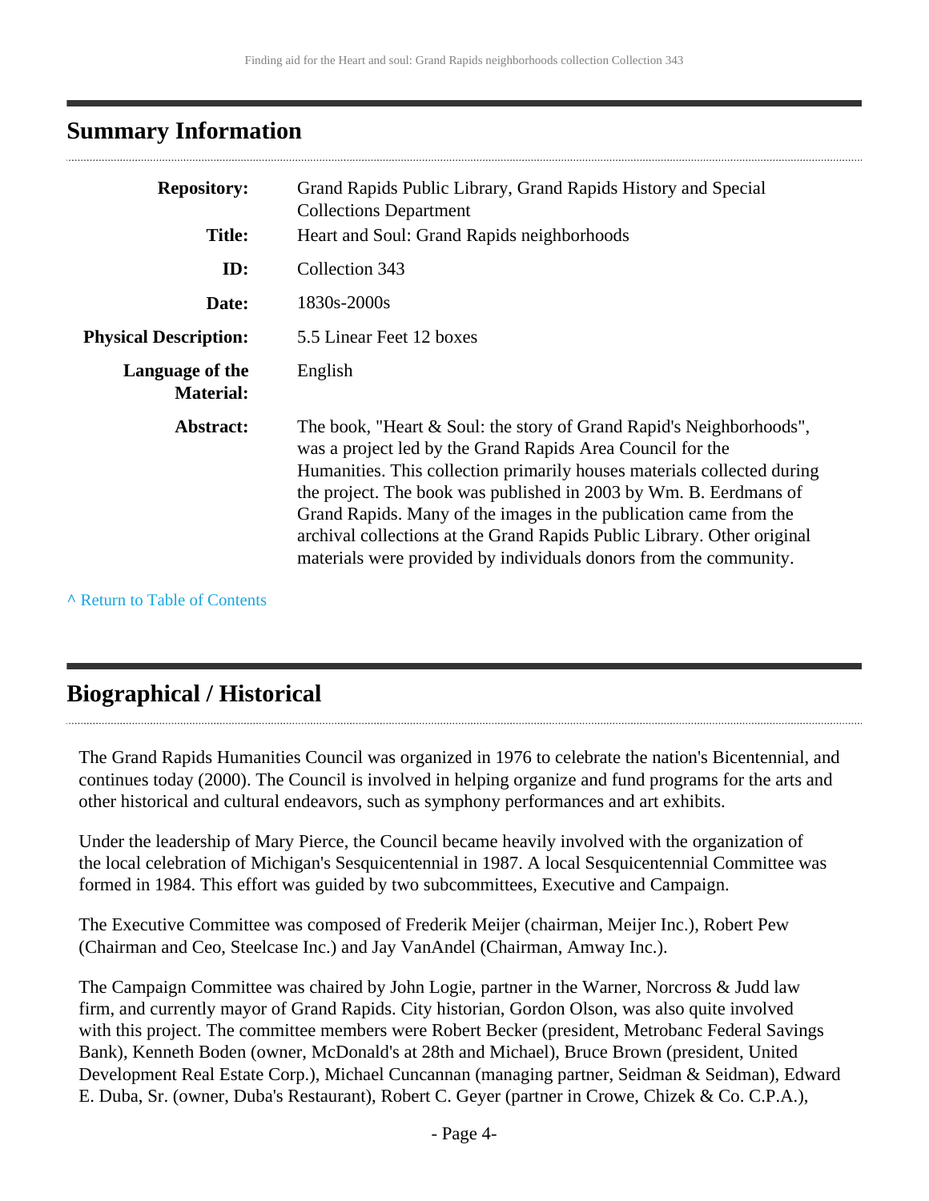## Summary Information

| | |
|---|---|
| **Repository:** | Grand Rapids Public Library, Grand Rapids History and Special Collections Department |
| **Title:** | Heart and Soul: Grand Rapids neighborhoods |
| **ID:** | Collection 343 |
| **Date:** | 1830s-2000s |
| **Physical Description:** | 5.5 Linear Feet 12 boxes |
| **Language of the Material:** | English |
| **Abstract:** | The book, "Heart & Soul: the story of Grand Rapid's Neighborhoods", was a project led by the Grand Rapids Area Council for the Humanities. This collection primarily houses materials collected during the project. The book was published in 2003 by Wm. B. Eerdmans of Grand Rapids. Many of the images in the publication came from the archival collections at the Grand Rapids Public Library. Other original materials were provided by individuals donors from the community. |

^ Return to Table of Contents

## Biographical / Historical

The Grand Rapids Humanities Council was organized in 1976 to celebrate the nation's Bicentennial, and continues today (2000). The Council is involved in helping organize and fund programs for the arts and other historical and cultural endeavors, such as symphony performances and art exhibits.

Under the leadership of Mary Pierce, the Council became heavily involved with the organization of the local celebration of Michigan's Sesquicentennial in 1987. A local Sesquicentennial Committee was formed in 1984. This effort was guided by two subcommittees, Executive and Campaign.

The Executive Committee was composed of Frederik Meijer (chairman, Meijer Inc.), Robert Pew (Chairman and Ceo, Steelcase Inc.) and Jay VanAndel (Chairman, Amway Inc.).

The Campaign Committee was chaired by John Logie, partner in the Warner, Norcross & Judd law firm, and currently mayor of Grand Rapids. City historian, Gordon Olson, was also quite involved with this project. The committee members were Robert Becker (president, Metrobanc Federal Savings Bank), Kenneth Boden (owner, McDonald's at 28th and Michael), Bruce Brown (president, United Development Real Estate Corp.), Michael Cuncannan (managing partner, Seidman & Seidman), Edward E. Duba, Sr. (owner, Duba's Restaurant), Robert C. Geyer (partner in Crowe, Chizek & Co. C.P.A.),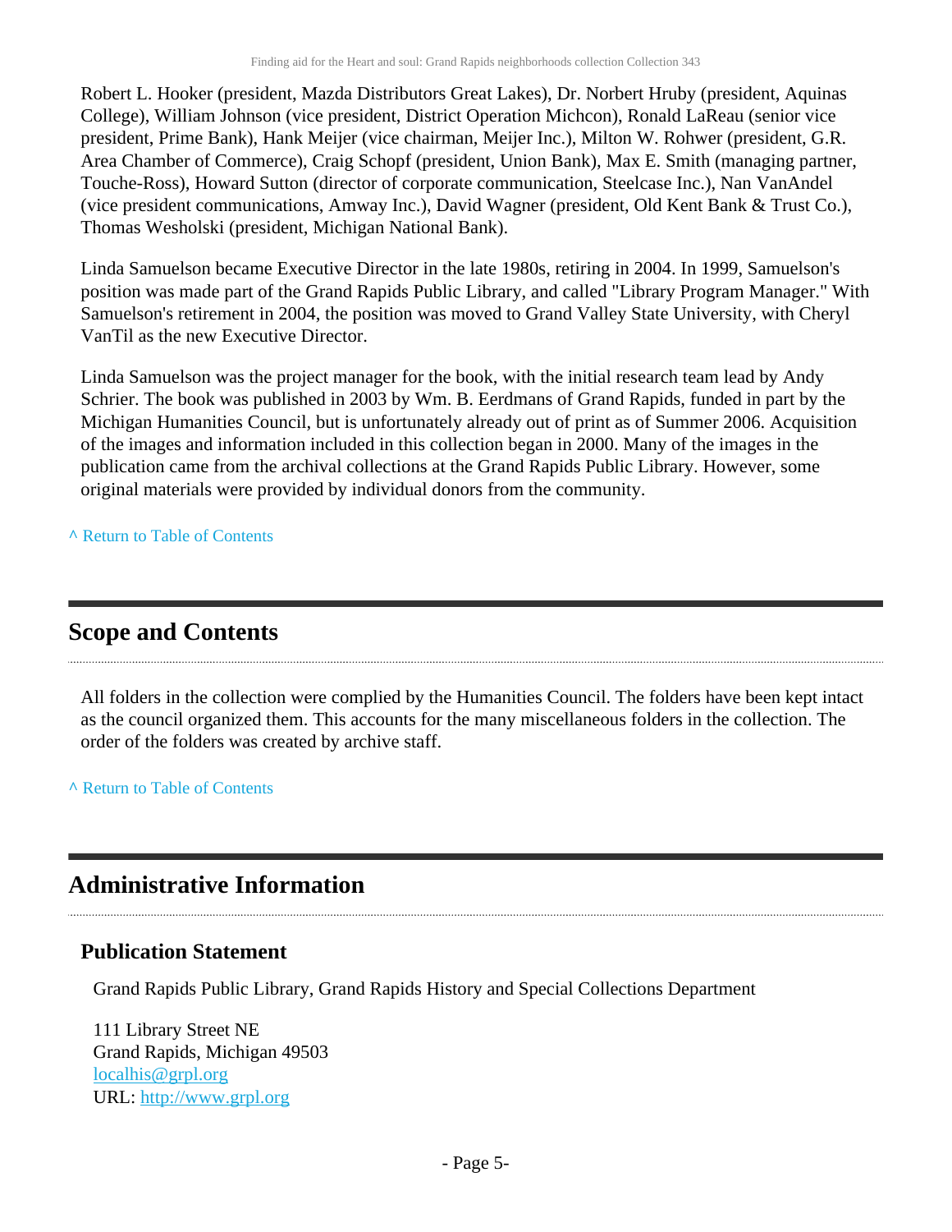Robert L. Hooker (president, Mazda Distributors Great Lakes), Dr. Norbert Hruby (president, Aquinas College), William Johnson (vice president, District Operation Michcon), Ronald LaReau (senior vice president, Prime Bank), Hank Meijer (vice chairman, Meijer Inc.), Milton W. Rohwer (president, G.R. Area Chamber of Commerce), Craig Schopf (president, Union Bank), Max E. Smith (managing partner, Touche-Ross), Howard Sutton (director of corporate communication, Steelcase Inc.), Nan VanAndel (vice president communications, Amway Inc.), David Wagner (president, Old Kent Bank & Trust Co.), Thomas Wesholski (president, Michigan National Bank).

Linda Samuelson became Executive Director in the late 1980s, retiring in 2004. In 1999, Samuelson's position was made part of the Grand Rapids Public Library, and called "Library Program Manager." With Samuelson's retirement in 2004, the position was moved to Grand Valley State University, with Cheryl VanTil as the new Executive Director.

Linda Samuelson was the project manager for the book, with the initial research team lead by Andy Schrier. The book was published in 2003 by Wm. B. Eerdmans of Grand Rapids, funded in part by the Michigan Humanities Council, but is unfortunately already out of print as of Summer 2006. Acquisition of the images and information included in this collection began in 2000. Many of the images in the publication came from the archival collections at the Grand Rapids Public Library. However, some original materials were provided by individual donors from the community.

^ Return to Table of Contents

## Scope and Contents

All folders in the collection were complied by the Humanities Council. The folders have been kept intact as the council organized them. This accounts for the many miscellaneous folders in the collection. The order of the folders was created by archive staff.

^ Return to Table of Contents

## Administrative Information

### Publication Statement

Grand Rapids Public Library, Grand Rapids History and Special Collections Department

111 Library Street NE
Grand Rapids, Michigan 49503
localhis@grpl.org
URL: http://www.grpl.org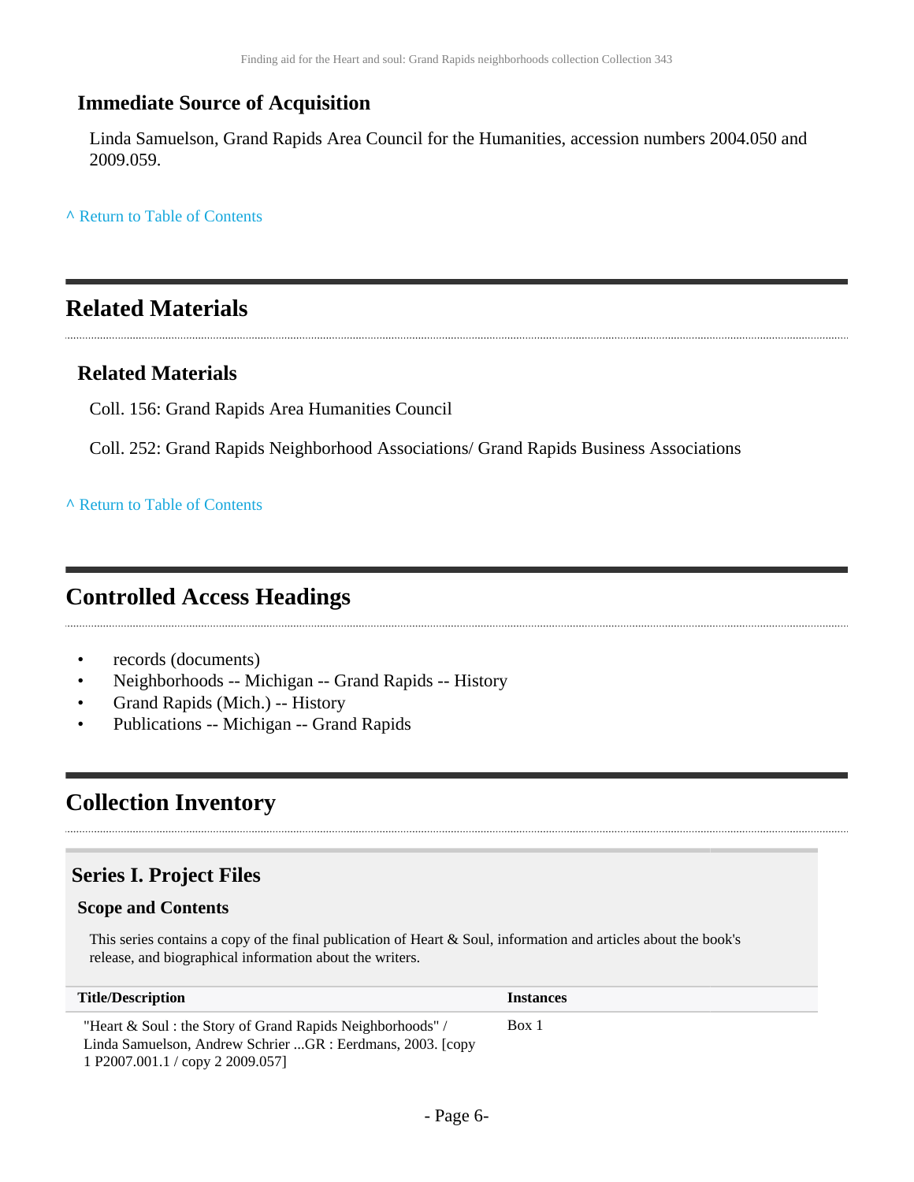### Immediate Source of Acquisition

Linda Samuelson, Grand Rapids Area Council for the Humanities, accession numbers 2004.050 and 2009.059.

^ Return to Table of Contents

## Related Materials

### Related Materials

Coll. 156: Grand Rapids Area Humanities Council

Coll. 252: Grand Rapids Neighborhood Associations/ Grand Rapids Business Associations

^ Return to Table of Contents

## Controlled Access Headings

- records (documents)
- Neighborhoods -- Michigan -- Grand Rapids -- History
- Grand Rapids (Mich.) -- History
- Publications -- Michigan -- Grand Rapids

## Collection Inventory

### Series I. Project Files

#### Scope and Contents

This series contains a copy of the final publication of Heart & Soul, information and articles about the book's release, and biographical information about the writers.

| Title/Description | Instances |
| --- | --- |
| "Heart & Soul : the Story of Grand Rapids Neighborhoods" / Linda Samuelson, Andrew Schrier ...GR : Eerdmans, 2003. [copy 1 P2007.001.1 / copy 2 2009.057] | Box 1 |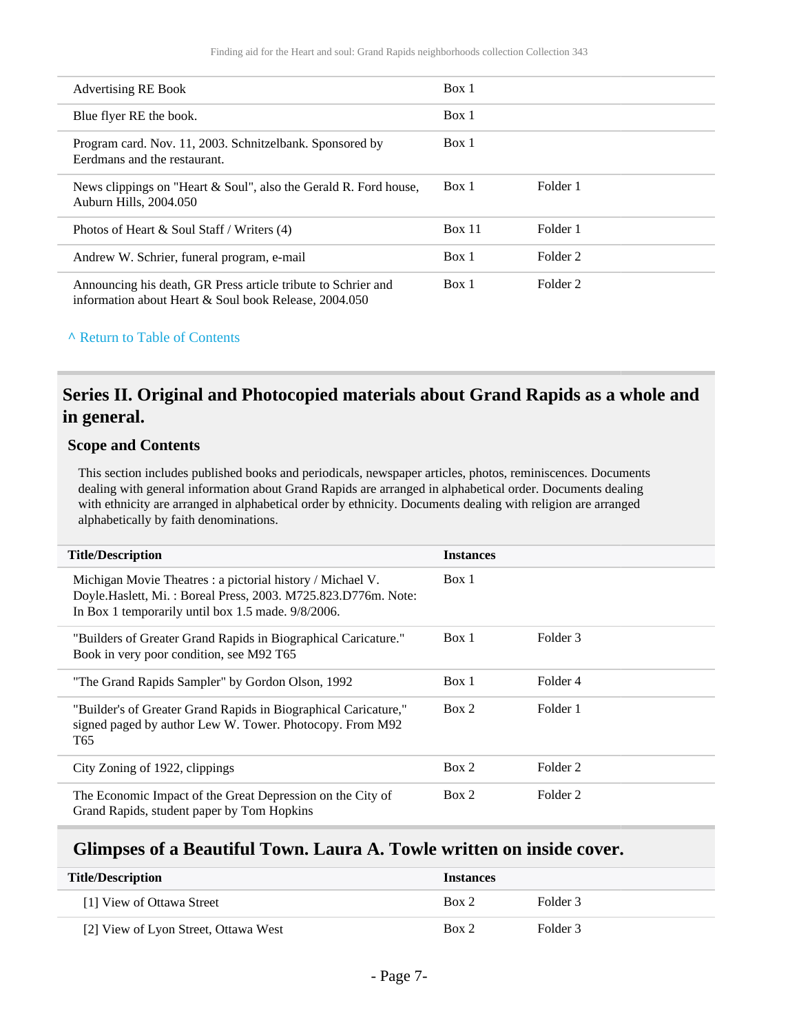| | | |
|---|---|---|
| Advertising RE Book | Box 1 | |
| Blue flyer RE the book. | Box 1 | |
| Program card. Nov. 11, 2003. Schnitzelbank. Sponsored by Eerdmans and the restaurant. | Box 1 | |
| News clippings on "Heart & Soul", also the Gerald R. Ford house, Auburn Hills, 2004.050 | Box 1 | Folder 1 |
| Photos of Heart & Soul Staff / Writers (4) | Box 11 | Folder 1 |
| Andrew W. Schrier, funeral program, e-mail | Box 1 | Folder 2 |
| Announcing his death, GR Press article tribute to Schrier and information about Heart & Soul book Release, 2004.050 | Box 1 | Folder 2 |

^ Return to Table of Contents

## Series II. Original and Photocopied materials about Grand Rapids as a whole and in general.

### Scope and Contents

This section includes published books and periodicals, newspaper articles, photos, reminiscences. Documents dealing with general information about Grand Rapids are arranged in alphabetical order. Documents dealing with ethnicity are arranged in alphabetical order by ethnicity. Documents dealing with religion are arranged alphabetically by faith denominations.

| Title/Description | Instances | |
|---|---|---|
| Michigan Movie Theatres : a pictorial history / Michael V. Doyle.Haslett, Mi. : Boreal Press, 2003. M725.823.D776m. Note: In Box 1 temporarily until box 1.5 made. 9/8/2006. | Box 1 | |
| "Builders of Greater Grand Rapids in Biographical Caricature." Book in very poor condition, see M92 T65 | Box 1 | Folder 3 |
| "The Grand Rapids Sampler" by Gordon Olson, 1992 | Box 1 | Folder 4 |
| "Builder's of Greater Grand Rapids in Biographical Caricature," signed paged by author Lew W. Tower. Photocopy. From M92 T65 | Box 2 | Folder 1 |
| City Zoning of 1922, clippings | Box 2 | Folder 2 |
| The Economic Impact of the Great Depression on the City of Grand Rapids, student paper by Tom Hopkins | Box 2 | Folder 2 |

## Glimpses of a Beautiful Town. Laura A. Towle written on inside cover.

| Title/Description | Instances | |
|---|---|---|
| [1] View of Ottawa Street | Box 2 | Folder 3 |
| [2] View of Lyon Street, Ottawa West | Box 2 | Folder 3 |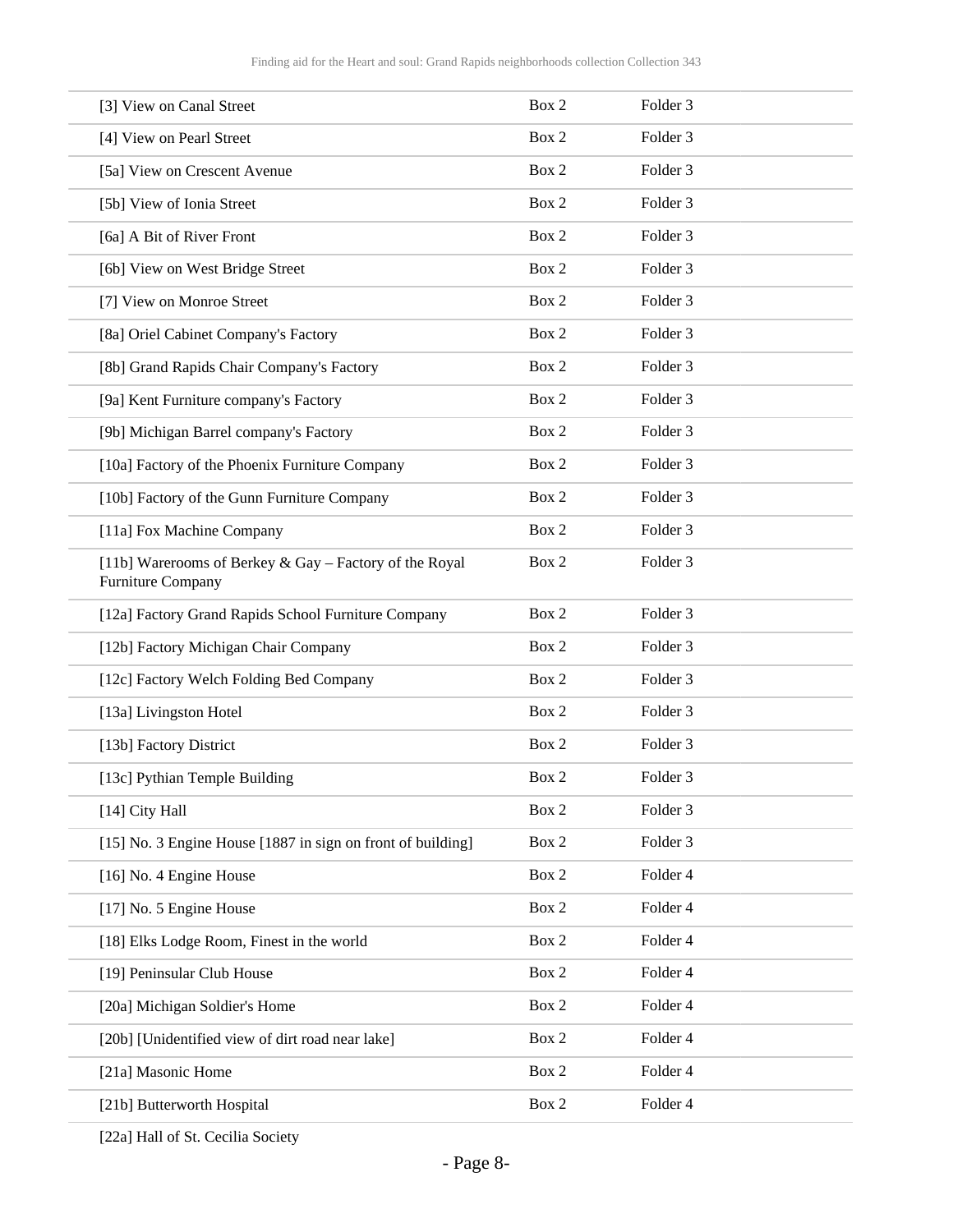| | | |
|---|---|---|
| [3] View on Canal Street | Box 2 | Folder 3 |
| [4] View on Pearl Street | Box 2 | Folder 3 |
| [5a] View on Crescent Avenue | Box 2 | Folder 3 |
| [5b] View of Ionia Street | Box 2 | Folder 3 |
| [6a] A Bit of River Front | Box 2 | Folder 3 |
| [6b] View on West Bridge Street | Box 2 | Folder 3 |
| [7] View on Monroe Street | Box 2 | Folder 3 |
| [8a] Oriel Cabinet Company's Factory | Box 2 | Folder 3 |
| [8b] Grand Rapids Chair Company's Factory | Box 2 | Folder 3 |
| [9a] Kent Furniture company's Factory | Box 2 | Folder 3 |
| [9b] Michigan Barrel company's Factory | Box 2 | Folder 3 |
| [10a] Factory of the Phoenix Furniture Company | Box 2 | Folder 3 |
| [10b] Factory of the Gunn Furniture Company | Box 2 | Folder 3 |
| [11a] Fox Machine Company | Box 2 | Folder 3 |
| [11b] Warerooms of Berkey & Gay – Factory of the Royal Furniture Company | Box 2 | Folder 3 |
| [12a] Factory Grand Rapids School Furniture Company | Box 2 | Folder 3 |
| [12b] Factory Michigan Chair Company | Box 2 | Folder 3 |
| [12c] Factory Welch Folding Bed Company | Box 2 | Folder 3 |
| [13a] Livingston Hotel | Box 2 | Folder 3 |
| [13b] Factory District | Box 2 | Folder 3 |
| [13c] Pythian Temple Building | Box 2 | Folder 3 |
| [14] City Hall | Box 2 | Folder 3 |
| [15] No. 3 Engine House [1887 in sign on front of building] | Box 2 | Folder 3 |
| [16] No. 4 Engine House | Box 2 | Folder 4 |
| [17] No. 5 Engine House | Box 2 | Folder 4 |
| [18] Elks Lodge Room, Finest in the world | Box 2 | Folder 4 |
| [19] Peninsular Club House | Box 2 | Folder 4 |
| [20a] Michigan Soldier's Home | Box 2 | Folder 4 |
| [20b] [Unidentified view of dirt road near lake] | Box 2 | Folder 4 |
| [21a] Masonic Home | Box 2 | Folder 4 |
| [21b] Butterworth Hospital | Box 2 | Folder 4 |
| [22a] Hall of St. Cecilia Society | | |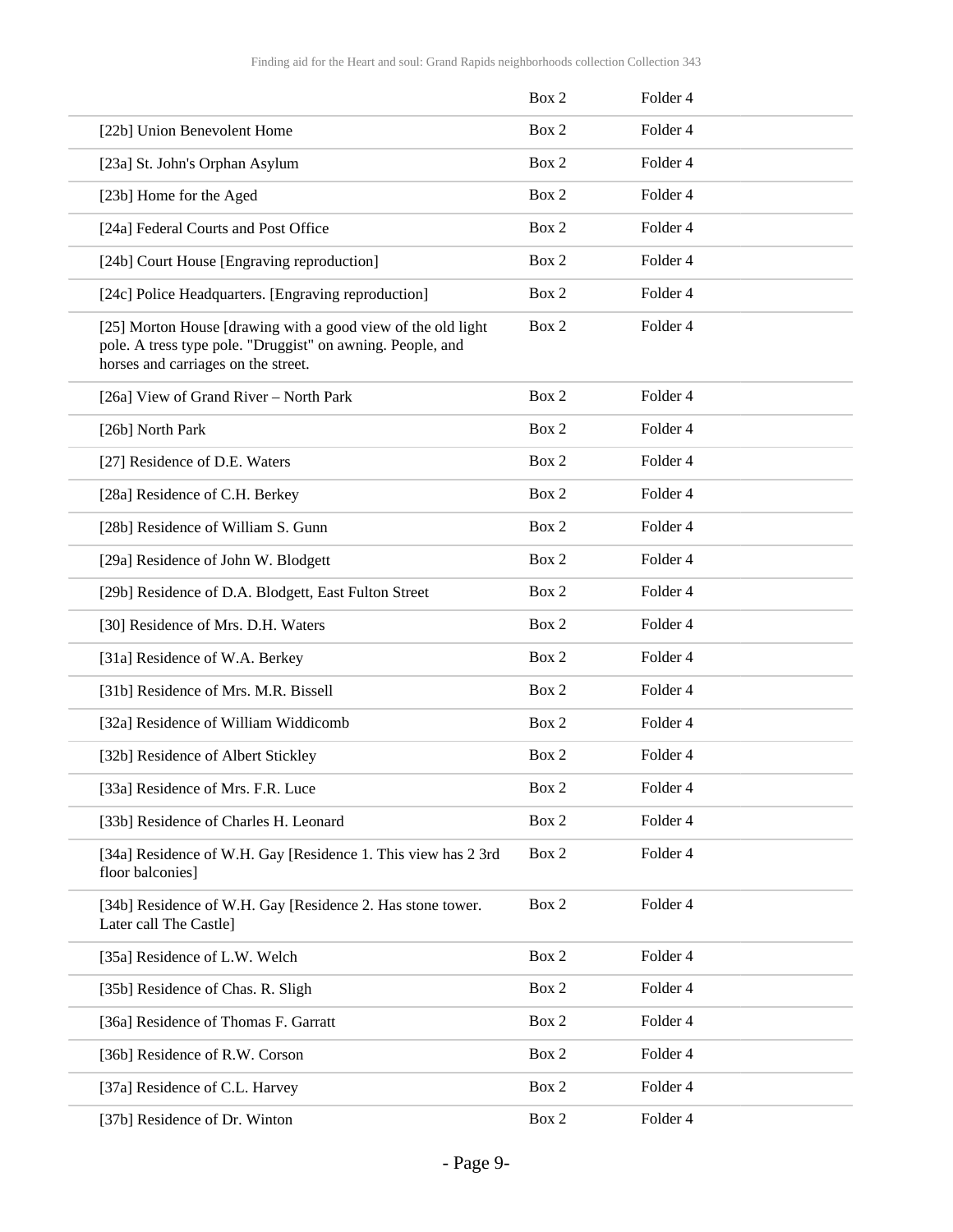| | | |
|---|---|---|
| | Box 2 | Folder 4 |
| [22b] Union Benevolent Home | Box 2 | Folder 4 |
| [23a] St. John's Orphan Asylum | Box 2 | Folder 4 |
| [23b] Home for the Aged | Box 2 | Folder 4 |
| [24a] Federal Courts and Post Office | Box 2 | Folder 4 |
| [24b] Court House [Engraving reproduction] | Box 2 | Folder 4 |
| [24c] Police Headquarters. [Engraving reproduction] | Box 2 | Folder 4 |
| [25] Morton House [drawing with a good view of the old light pole. A tress type pole. "Druggist" on awning. People, and horses and carriages on the street. | Box 2 | Folder 4 |
| [26a] View of Grand River – North Park | Box 2 | Folder 4 |
| [26b] North Park | Box 2 | Folder 4 |
| [27] Residence of D.E. Waters | Box 2 | Folder 4 |
| [28a] Residence of C.H. Berkey | Box 2 | Folder 4 |
| [28b] Residence of William S. Gunn | Box 2 | Folder 4 |
| [29a] Residence of John W. Blodgett | Box 2 | Folder 4 |
| [29b] Residence of D.A. Blodgett, East Fulton Street | Box 2 | Folder 4 |
| [30] Residence of Mrs. D.H. Waters | Box 2 | Folder 4 |
| [31a] Residence of W.A. Berkey | Box 2 | Folder 4 |
| [31b] Residence of Mrs. M.R. Bissell | Box 2 | Folder 4 |
| [32a] Residence of William Widdicomb | Box 2 | Folder 4 |
| [32b] Residence of Albert Stickley | Box 2 | Folder 4 |
| [33a] Residence of Mrs. F.R. Luce | Box 2 | Folder 4 |
| [33b] Residence of Charles H. Leonard | Box 2 | Folder 4 |
| [34a] Residence of W.H. Gay [Residence 1. This view has 2 3rd floor balconies] | Box 2 | Folder 4 |
| [34b] Residence of W.H. Gay [Residence 2. Has stone tower. Later call The Castle] | Box 2 | Folder 4 |
| [35a] Residence of L.W. Welch | Box 2 | Folder 4 |
| [35b] Residence of Chas. R. Sligh | Box 2 | Folder 4 |
| [36a] Residence of Thomas F. Garratt | Box 2 | Folder 4 |
| [36b] Residence of R.W. Corson | Box 2 | Folder 4 |
| [37a] Residence of C.L. Harvey | Box 2 | Folder 4 |
| [37b] Residence of Dr. Winton | Box 2 | Folder 4 |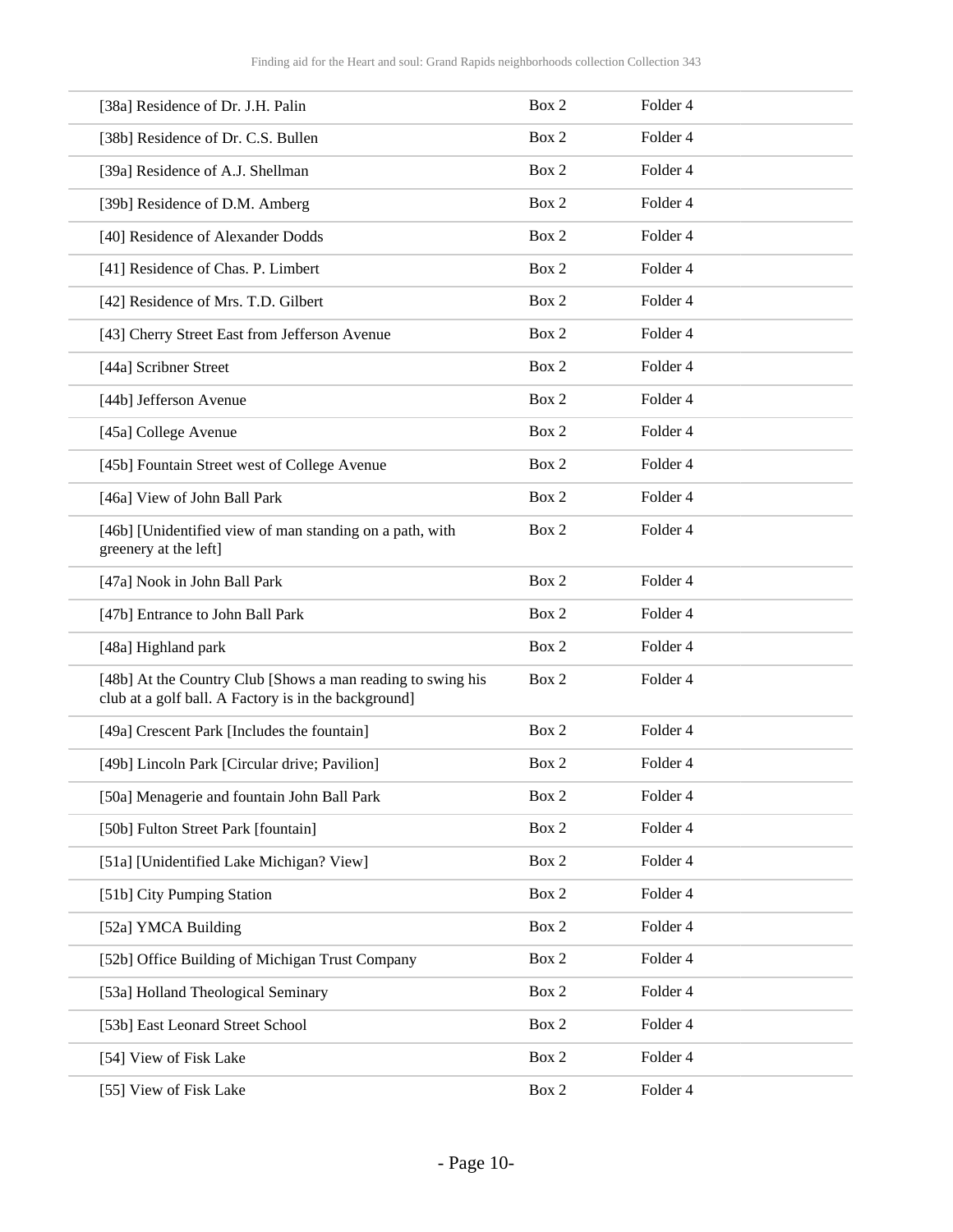| | | |
|---|---|---|
| [38a] Residence of Dr. J.H. Palin | Box 2 | Folder 4 |
| [38b] Residence of Dr. C.S. Bullen | Box 2 | Folder 4 |
| [39a] Residence of A.J. Shellman | Box 2 | Folder 4 |
| [39b] Residence of D.M. Amberg | Box 2 | Folder 4 |
| [40] Residence of Alexander Dodds | Box 2 | Folder 4 |
| [41] Residence of Chas. P. Limbert | Box 2 | Folder 4 |
| [42] Residence of Mrs. T.D. Gilbert | Box 2 | Folder 4 |
| [43] Cherry Street East from Jefferson Avenue | Box 2 | Folder 4 |
| [44a] Scribner Street | Box 2 | Folder 4 |
| [44b] Jefferson Avenue | Box 2 | Folder 4 |
| [45a] College Avenue | Box 2 | Folder 4 |
| [45b] Fountain Street west of College Avenue | Box 2 | Folder 4 |
| [46a] View of John Ball Park | Box 2 | Folder 4 |
| [46b] [Unidentified view of man standing on a path, with greenery at the left] | Box 2 | Folder 4 |
| [47a] Nook in John Ball Park | Box 2 | Folder 4 |
| [47b] Entrance to John Ball Park | Box 2 | Folder 4 |
| [48a] Highland park | Box 2 | Folder 4 |
| [48b] At the Country Club [Shows a man reading to swing his club at a golf ball. A Factory is in the background] | Box 2 | Folder 4 |
| [49a] Crescent Park [Includes the fountain] | Box 2 | Folder 4 |
| [49b] Lincoln Park [Circular drive; Pavilion] | Box 2 | Folder 4 |
| [50a] Menagerie and fountain John Ball Park | Box 2 | Folder 4 |
| [50b] Fulton Street Park [fountain] | Box 2 | Folder 4 |
| [51a] [Unidentified Lake Michigan? View] | Box 2 | Folder 4 |
| [51b] City Pumping Station | Box 2 | Folder 4 |
| [52a] YMCA Building | Box 2 | Folder 4 |
| [52b] Office Building of Michigan Trust Company | Box 2 | Folder 4 |
| [53a] Holland Theological Seminary | Box 2 | Folder 4 |
| [53b] East Leonard Street School | Box 2 | Folder 4 |
| [54] View of Fisk Lake | Box 2 | Folder 4 |
| [55] View of Fisk Lake | Box 2 | Folder 4 |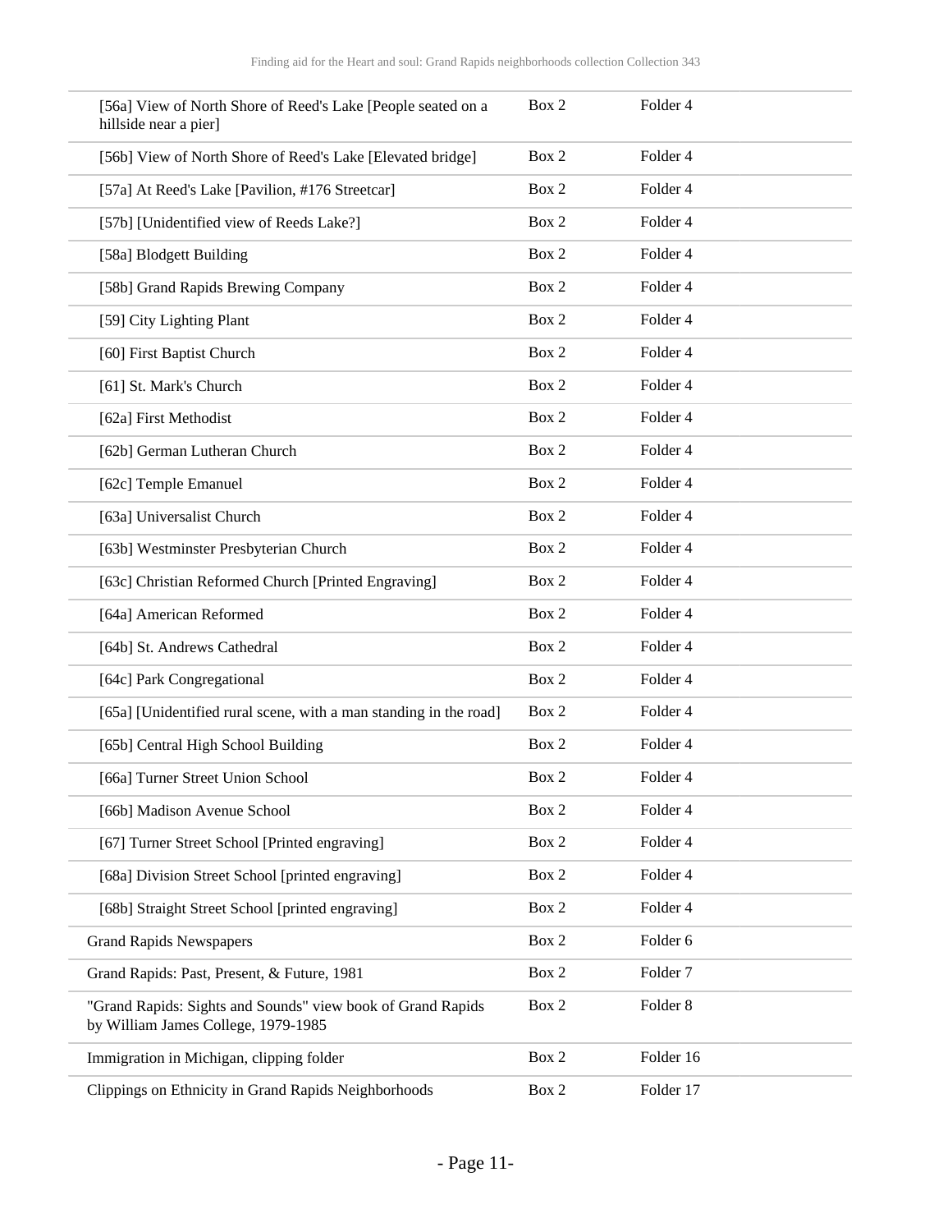| | | |
|---|---|---|
| [56a] View of North Shore of Reed's Lake [People seated on a hillside near a pier] | Box 2 | Folder 4 |
| [56b] View of North Shore of Reed's Lake [Elevated bridge] | Box 2 | Folder 4 |
| [57a] At Reed's Lake [Pavilion, #176 Streetcar] | Box 2 | Folder 4 |
| [57b] [Unidentified view of Reeds Lake?] | Box 2 | Folder 4 |
| [58a] Blodgett Building | Box 2 | Folder 4 |
| [58b] Grand Rapids Brewing Company | Box 2 | Folder 4 |
| [59] City Lighting Plant | Box 2 | Folder 4 |
| [60] First Baptist Church | Box 2 | Folder 4 |
| [61] St. Mark's Church | Box 2 | Folder 4 |
| [62a] First Methodist | Box 2 | Folder 4 |
| [62b] German Lutheran Church | Box 2 | Folder 4 |
| [62c] Temple Emanuel | Box 2 | Folder 4 |
| [63a] Universalist Church | Box 2 | Folder 4 |
| [63b] Westminster Presbyterian Church | Box 2 | Folder 4 |
| [63c] Christian Reformed Church [Printed Engraving] | Box 2 | Folder 4 |
| [64a] American Reformed | Box 2 | Folder 4 |
| [64b] St. Andrews Cathedral | Box 2 | Folder 4 |
| [64c] Park Congregational | Box 2 | Folder 4 |
| [65a] [Unidentified rural scene, with a man standing in the road] | Box 2 | Folder 4 |
| [65b] Central High School Building | Box 2 | Folder 4 |
| [66a] Turner Street Union School | Box 2 | Folder 4 |
| [66b] Madison Avenue School | Box 2 | Folder 4 |
| [67] Turner Street School [Printed engraving] | Box 2 | Folder 4 |
| [68a] Division Street School [printed engraving] | Box 2 | Folder 4 |
| [68b] Straight Street School [printed engraving] | Box 2 | Folder 4 |
| Grand Rapids Newspapers | Box 2 | Folder 6 |
| Grand Rapids: Past, Present, & Future, 1981 | Box 2 | Folder 7 |
| "Grand Rapids: Sights and Sounds" view book of Grand Rapids by William James College, 1979-1985 | Box 2 | Folder 8 |
| Immigration in Michigan, clipping folder | Box 2 | Folder 16 |
| Clippings on Ethnicity in Grand Rapids Neighborhoods | Box 2 | Folder 17 |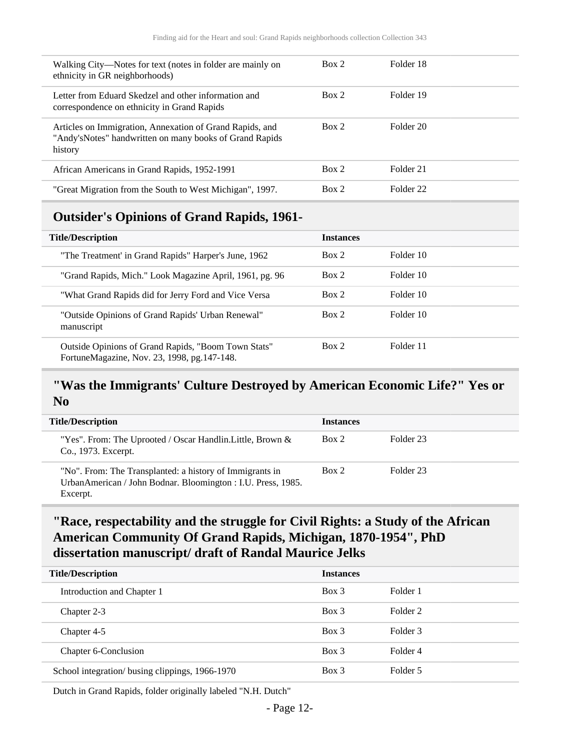| | | |
|---|---|---|
| Walking City—Notes for text (notes in folder are mainly on ethnicity in GR neighborhoods) | Box 2 | Folder 18 |
| Letter from Eduard Skedzel and other information and correspondence on ethnicity in Grand Rapids | Box 2 | Folder 19 |
| Articles on Immigration, Annexation of Grand Rapids, and "Andy'sNotes" handwritten on many books of Grand Rapids history | Box 2 | Folder 20 |
| African Americans in Grand Rapids, 1952-1991 | Box 2 | Folder 21 |
| "Great Migration from the South to West Michigan", 1997. | Box 2 | Folder 22 |

## Outsider's Opinions of Grand Rapids, 1961-

| Title/Description | Instances | |
|---|---|---|
| "The Treatment' in Grand Rapids" Harper's June, 1962 | Box 2 | Folder 10 |
| "Grand Rapids, Mich." Look Magazine April, 1961, pg. 96 | Box 2 | Folder 10 |
| "What Grand Rapids did for Jerry Ford and Vice Versa | Box 2 | Folder 10 |
| "Outside Opinions of Grand Rapids' Urban Renewal" manuscript | Box 2 | Folder 10 |
| Outside Opinions of Grand Rapids, "Boom Town Stats" FortuneMagazine, Nov. 23, 1998, pg.147-148. | Box 2 | Folder 11 |

## "Was the Immigrants' Culture Destroyed by American Economic Life?" Yes or No

| Title/Description | Instances | |
|---|---|---|
| "Yes". From: The Uprooted / Oscar Handlin.Little, Brown & Co., 1973. Excerpt. | Box 2 | Folder 23 |
| "No". From: The Transplanted: a history of Immigrants in UrbanAmerican / John Bodnar. Bloomington : I.U. Press, 1985. Excerpt. | Box 2 | Folder 23 |

## "Race, respectability and the struggle for Civil Rights: a Study of the African American Community Of Grand Rapids, Michigan, 1870-1954", PhD dissertation manuscript/ draft of Randal Maurice Jelks

| Title/Description | Instances | |
|---|---|---|
| Introduction and Chapter 1 | Box 3 | Folder 1 |
| Chapter 2-3 | Box 3 | Folder 2 |
| Chapter 4-5 | Box 3 | Folder 3 |
| Chapter 6-Conclusion | Box 3 | Folder 4 |

| | | |
|---|---|---|
| School integration/ busing clippings, 1966-1970 | Box 3 | Folder 5 |

Dutch in Grand Rapids, folder originally labeled "N.H. Dutch"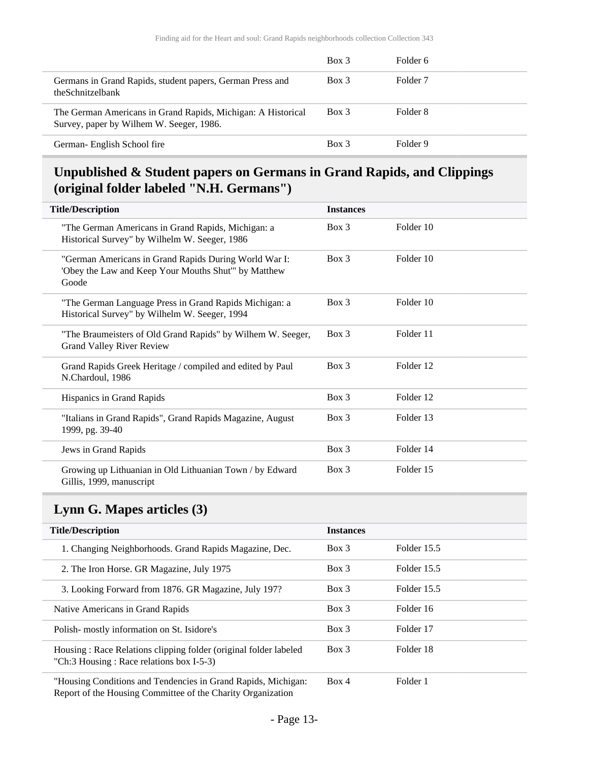| | Box 3 | Folder 6 |
|---|---|---|
| Germans in Grand Rapids, student papers, German Press and theSchnitzelbank | Box 3 | Folder 7 |
| The German Americans in Grand Rapids, Michigan: A Historical Survey, paper by Wilhem W. Seeger, 1986. | Box 3 | Folder 8 |
| German- English School fire | Box 3 | Folder 9 |

## Unpublished & Student papers on Germans in Grand Rapids, and Clippings (original folder labeled "N.H. Germans")

| Title/Description | Instances | |
|---|---|---|
| "The German Americans in Grand Rapids, Michigan: a Historical Survey" by Wilhelm W. Seeger, 1986 | Box 3 | Folder 10 |
| "German Americans in Grand Rapids During World War I: 'Obey the Law and Keep Your Mouths Shut'" by Matthew Goode | Box 3 | Folder 10 |
| "The German Language Press in Grand Rapids Michigan: a Historical Survey" by Wilhelm W. Seeger, 1994 | Box 3 | Folder 10 |
| "The Braumeisters of Old Grand Rapids" by Wilhem W. Seeger, Grand Valley River Review | Box 3 | Folder 11 |
| Grand Rapids Greek Heritage / compiled and edited by Paul N.Chardoul, 1986 | Box 3 | Folder 12 |
| Hispanics in Grand Rapids | Box 3 | Folder 12 |
| "Italians in Grand Rapids", Grand Rapids Magazine, August 1999, pg. 39-40 | Box 3 | Folder 13 |
| Jews in Grand Rapids | Box 3 | Folder 14 |
| Growing up Lithuanian in Old Lithuanian Town / by Edward Gillis, 1999, manuscript | Box 3 | Folder 15 |

## Lynn G. Mapes articles (3)

| Title/Description | Instances | |
|---|---|---|
| 1. Changing Neighborhoods. Grand Rapids Magazine, Dec. | Box 3 | Folder 15.5 |
| 2. The Iron Horse. GR Magazine, July 1975 | Box 3 | Folder 15.5 |
| 3. Looking Forward from 1876. GR Magazine, July 197? | Box 3 | Folder 15.5 |
| Native Americans in Grand Rapids | Box 3 | Folder 16 |
| Polish- mostly information on St. Isidore's | Box 3 | Folder 17 |
| Housing : Race Relations clipping folder (original folder labeled "Ch:3 Housing : Race relations box I-5-3) | Box 3 | Folder 18 |
| "Housing Conditions and Tendencies in Grand Rapids, Michigan: Report of the Housing Committee of the Charity Organization | Box 4 | Folder 1 |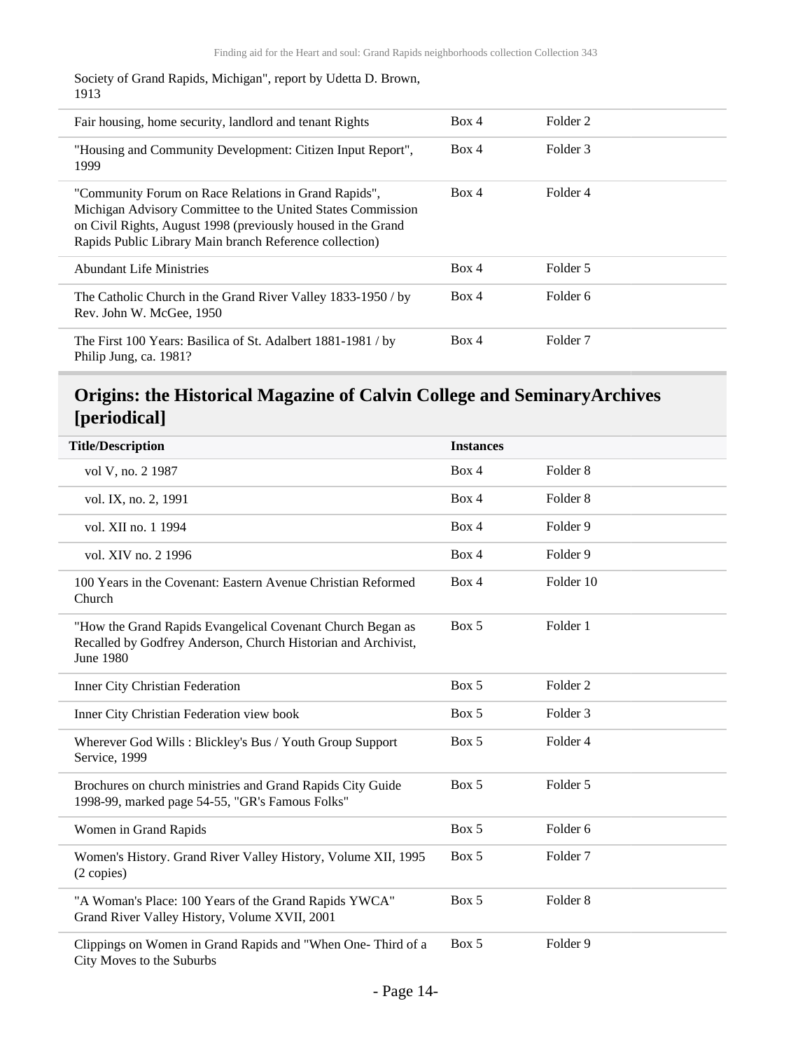Society of Grand Rapids, Michigan", report by Udetta D. Brown, 1913

| | | |
|---|---|---|
| Fair housing, home security, landlord and tenant Rights | Box 4 | Folder 2 |
| "Housing and Community Development: Citizen Input Report", 1999 | Box 4 | Folder 3 |
| "Community Forum on Race Relations in Grand Rapids", Michigan Advisory Committee to the United States Commission on Civil Rights, August 1998 (previously housed in the Grand Rapids Public Library Main branch Reference collection) | Box 4 | Folder 4 |
| Abundant Life Ministries | Box 4 | Folder 5 |
| The Catholic Church in the Grand River Valley 1833-1950 / by Rev. John W. McGee, 1950 | Box 4 | Folder 6 |
| The First 100 Years: Basilica of St. Adalbert 1881-1981 / by Philip Jung, ca. 1981? | Box 4 | Folder 7 |

## Origins: the Historical Magazine of Calvin College and SeminaryArchives [periodical]

| Title/Description | Instances | |
|---|---|---|
| vol V, no. 2 1987 | Box 4 | Folder 8 |
| vol. IX, no. 2, 1991 | Box 4 | Folder 8 |
| vol. XII no. 1 1994 | Box 4 | Folder 9 |
| vol. XIV no. 2 1996 | Box 4 | Folder 9 |
| 100 Years in the Covenant: Eastern Avenue Christian Reformed Church | Box 4 | Folder 10 |
| "How the Grand Rapids Evangelical Covenant Church Began as Recalled by Godfrey Anderson, Church Historian and Archivist, June 1980 | Box 5 | Folder 1 |
| Inner City Christian Federation | Box 5 | Folder 2 |
| Inner City Christian Federation view book | Box 5 | Folder 3 |
| Wherever God Wills : Blickley's Bus / Youth Group Support Service, 1999 | Box 5 | Folder 4 |
| Brochures on church ministries and Grand Rapids City Guide 1998-99, marked page 54-55, "GR's Famous Folks" | Box 5 | Folder 5 |
| Women in Grand Rapids | Box 5 | Folder 6 |
| Women's History. Grand River Valley History, Volume XII, 1995 (2 copies) | Box 5 | Folder 7 |
| "A Woman's Place: 100 Years of the Grand Rapids YWCA" Grand River Valley History, Volume XVII, 2001 | Box 5 | Folder 8 |
| Clippings on Women in Grand Rapids and "When One- Third of a City Moves to the Suburbs | Box 5 | Folder 9 |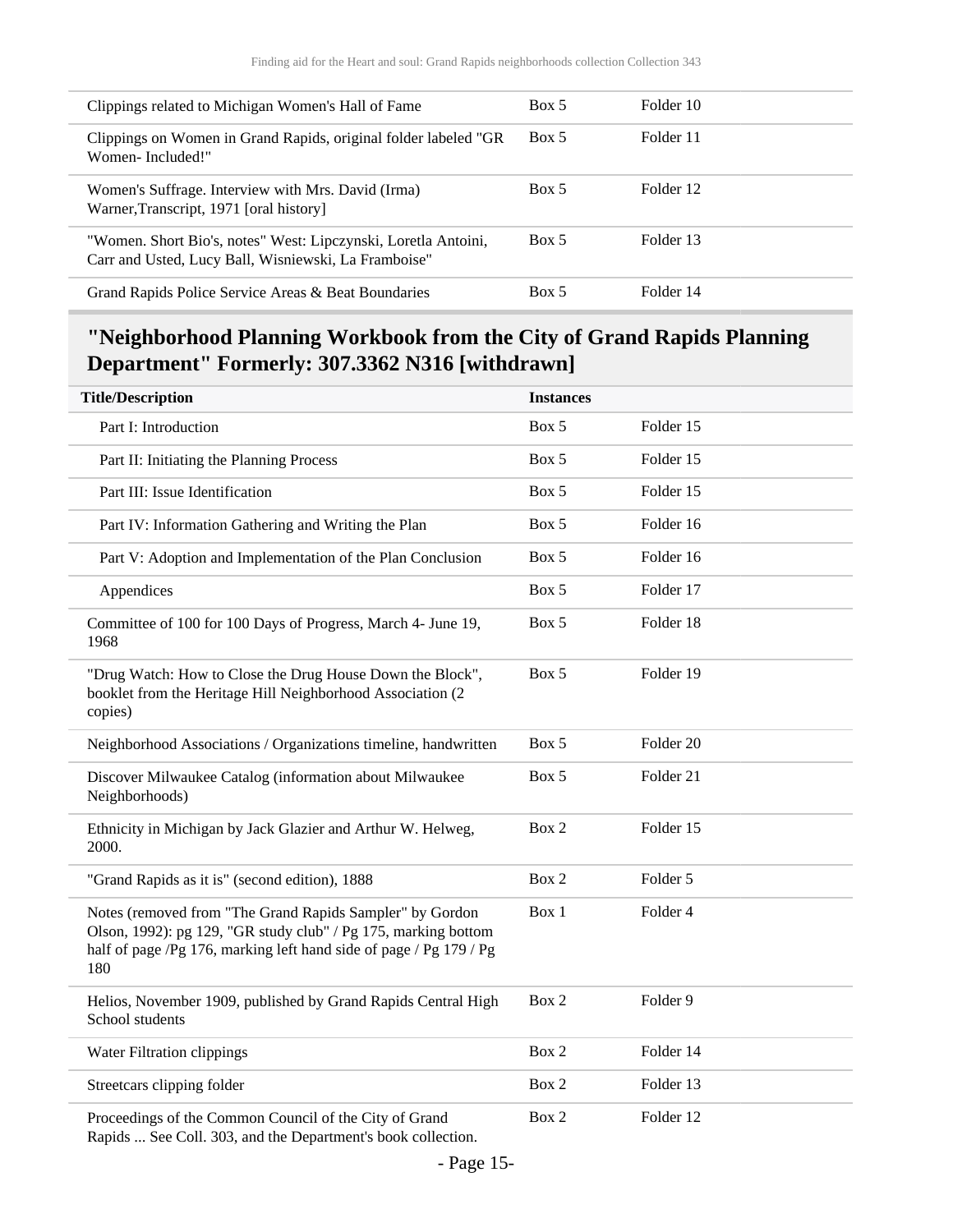| | | |
|---|---|---|
| Clippings related to Michigan Women's Hall of Fame | Box 5 | Folder 10 |
| Clippings on Women in Grand Rapids, original folder labeled "GR Women- Included!" | Box 5 | Folder 11 |
| Women's Suffrage. Interview with Mrs. David (Irma) Warner,Transcript, 1971 [oral history] | Box 5 | Folder 12 |
| "Women. Short Bio's, notes" West: Lipczynski, Loretla Antoini, Carr and Usted, Lucy Ball, Wisniewski, La Framboise" | Box 5 | Folder 13 |
| Grand Rapids Police Service Areas & Beat Boundaries | Box 5 | Folder 14 |

## "Neighborhood Planning Workbook from the City of Grand Rapids Planning Department" Formerly: 307.3362 N316 [withdrawn]

| Title/Description | Instances | |
|---|---|---|
| Part I: Introduction | Box 5 | Folder 15 |
| Part II: Initiating the Planning Process | Box 5 | Folder 15 |
| Part III: Issue Identification | Box 5 | Folder 15 |
| Part IV: Information Gathering and Writing the Plan | Box 5 | Folder 16 |
| Part V: Adoption and Implementation of the Plan Conclusion | Box 5 | Folder 16 |
| Appendices | Box 5 | Folder 17 |
| Committee of 100 for 100 Days of Progress, March 4- June 19, 1968 | Box 5 | Folder 18 |
| "Drug Watch: How to Close the Drug House Down the Block", booklet from the Heritage Hill Neighborhood Association (2 copies) | Box 5 | Folder 19 |
| Neighborhood Associations / Organizations timeline, handwritten | Box 5 | Folder 20 |
| Discover Milwaukee Catalog (information about Milwaukee Neighborhoods) | Box 5 | Folder 21 |
| Ethnicity in Michigan by Jack Glazier and Arthur W. Helweg, 2000. | Box 2 | Folder 15 |
| "Grand Rapids as it is" (second edition), 1888 | Box 2 | Folder 5 |
| Notes (removed from "The Grand Rapids Sampler" by Gordon Olson, 1992): pg 129, "GR study club" / Pg 175, marking bottom half of page /Pg 176, marking left hand side of page / Pg 179 / Pg 180 | Box 1 | Folder 4 |
| Helios, November 1909, published by Grand Rapids Central High School students | Box 2 | Folder 9 |
| Water Filtration clippings | Box 2 | Folder 14 |
| Streetcars clipping folder | Box 2 | Folder 13 |
| Proceedings of the Common Council of the City of Grand Rapids ... See Coll. 303, and the Department's book collection. | Box 2 | Folder 12 |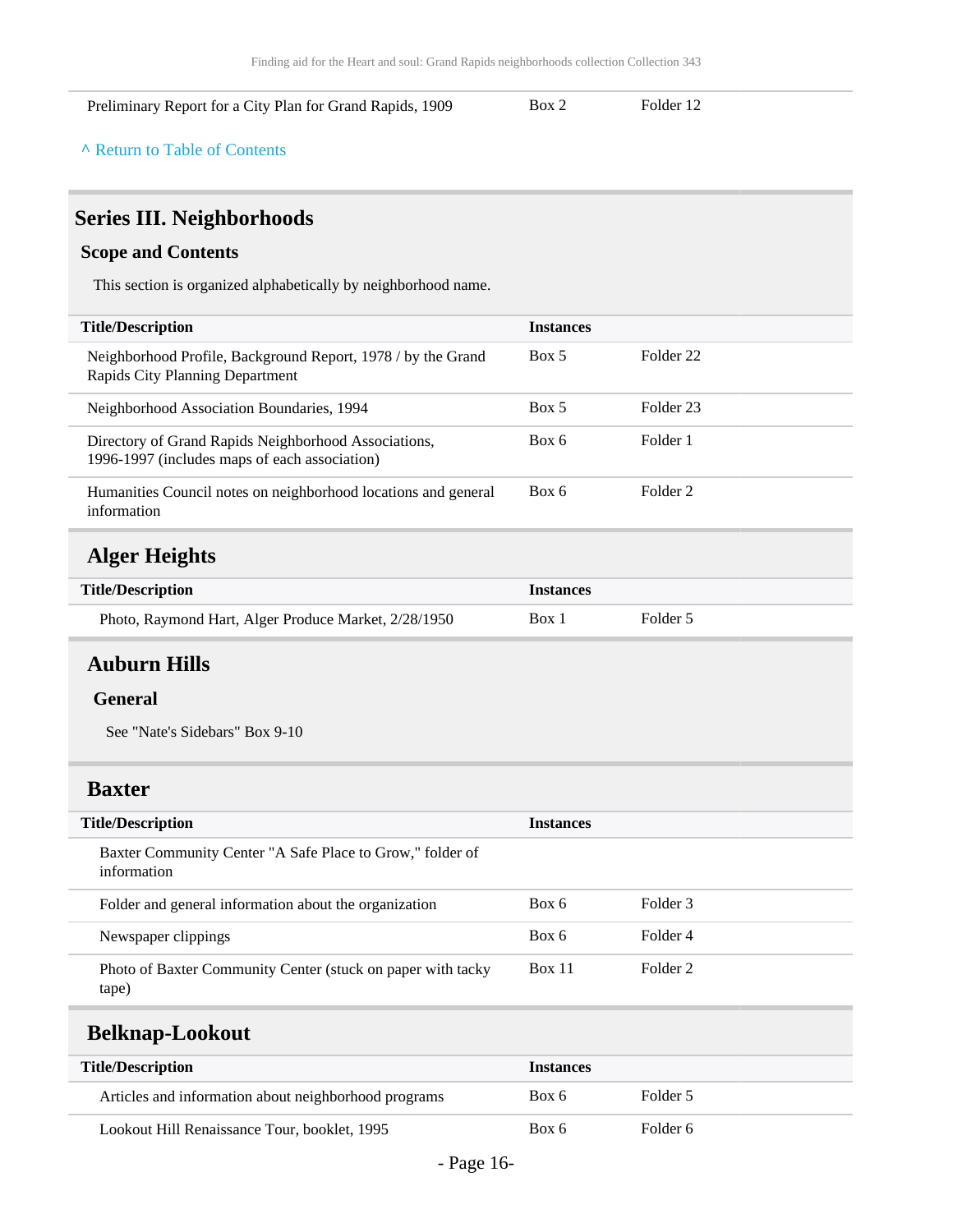| | | |
|---|---|---|
| Preliminary Report for a City Plan for Grand Rapids, 1909 | Box 2 | Folder 12 |

^ Return to Table of Contents

## Series III. Neighborhoods

### Scope and Contents

This section is organized alphabetically by neighborhood name.

| Title/Description | Instances | |
|---|---|---|
| Neighborhood Profile, Background Report, 1978 / by the Grand Rapids City Planning Department | Box 5 | Folder 22 |
| Neighborhood Association Boundaries, 1994 | Box 5 | Folder 23 |
| Directory of Grand Rapids Neighborhood Associations, 1996-1997 (includes maps of each association) | Box 6 | Folder 1 |
| Humanities Council notes on neighborhood locations and general information | Box 6 | Folder 2 |

### Alger Heights

| Title/Description | Instances | |
|---|---|---|
| Photo, Raymond Hart, Alger Produce Market, 2/28/1950 | Box 1 | Folder 5 |

### Auburn Hills

#### General

See "Nate's Sidebars" Box 9-10

### Baxter

| Title/Description | Instances | |
|---|---|---|
| Baxter Community Center "A Safe Place to Grow," folder of information | | |
| Folder and general information about the organization | Box 6 | Folder 3 |
| Newspaper clippings | Box 6 | Folder 4 |
| Photo of Baxter Community Center (stuck on paper with tacky tape) | Box 11 | Folder 2 |

### Belknap-Lookout

| Title/Description | Instances | |
|---|---|---|
| Articles and information about neighborhood programs | Box 6 | Folder 5 |
| Lookout Hill Renaissance Tour, booklet, 1995 | Box 6 | Folder 6 |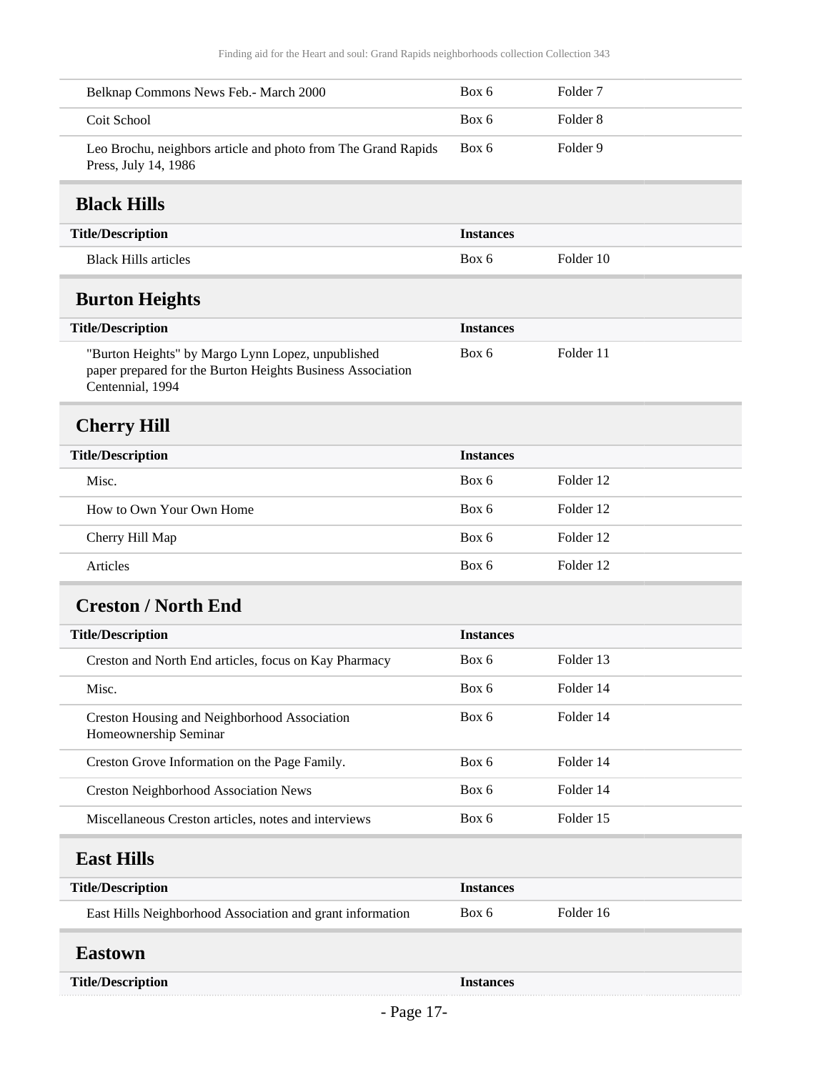| Title/Description | Instances | |
|---|---|---|
| Belknap Commons News Feb.- March 2000 | Box 6 | Folder 7 |
| Coit School | Box 6 | Folder 8 |
| Leo Brochu, neighbors article and photo from The Grand Rapids Press, July 14, 1986 | Box 6 | Folder 9 |

## Black Hills

| Title/Description | Instances | |
|---|---|---|
| Black Hills articles | Box 6 | Folder 10 |

## Burton Heights

| Title/Description | Instances | |
|---|---|---|
| "Burton Heights" by Margo Lynn Lopez, unpublished paper prepared for the Burton Heights Business Association Centennial, 1994 | Box 6 | Folder 11 |

## Cherry Hill

| Title/Description | Instances | |
|---|---|---|
| Misc. | Box 6 | Folder 12 |
| How to Own Your Own Home | Box 6 | Folder 12 |
| Cherry Hill Map | Box 6 | Folder 12 |
| Articles | Box 6 | Folder 12 |

## Creston / North End

| Title/Description | Instances | |
|---|---|---|
| Creston and North End articles, focus on Kay Pharmacy | Box 6 | Folder 13 |
| Misc. | Box 6 | Folder 14 |
| Creston Housing and Neighborhood Association Homeownership Seminar | Box 6 | Folder 14 |
| Creston Grove Information on the Page Family. | Box 6 | Folder 14 |
| Creston Neighborhood Association News | Box 6 | Folder 14 |
| Miscellaneous Creston articles, notes and interviews | Box 6 | Folder 15 |

## East Hills

| Title/Description | Instances | |
|---|---|---|
| East Hills Neighborhood Association and grant information | Box 6 | Folder 16 |

## Eastown

| Title/Description | Instances | |
|---|---|---|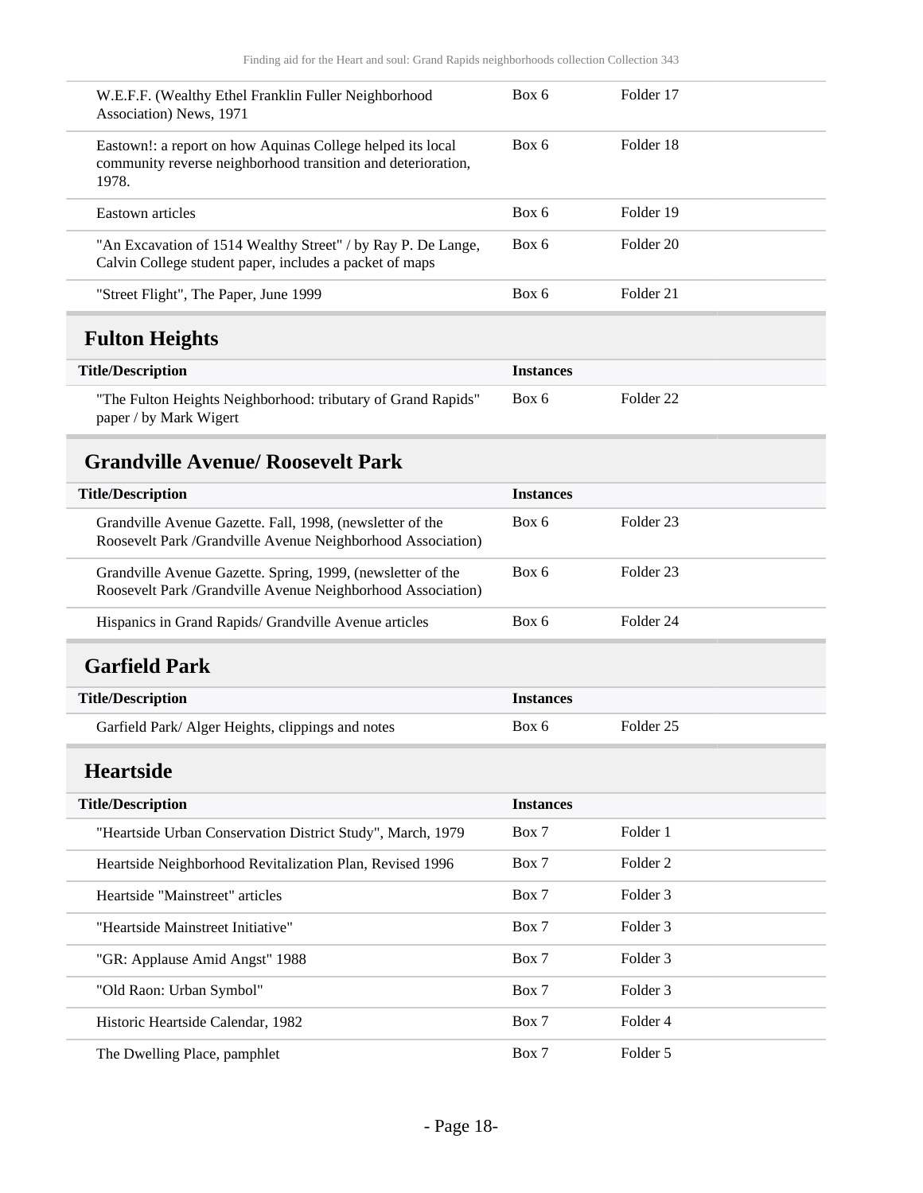| Title/Description | Instances | |
|---|---|---|
| W.E.F.F. (Wealthy Ethel Franklin Fuller Neighborhood Association) News, 1971 | Box 6 | Folder 17 |
| Eastown!: a report on how Aquinas College helped its local community reverse neighborhood transition and deterioration, 1978. | Box 6 | Folder 18 |
| Eastown articles | Box 6 | Folder 19 |
| "An Excavation of 1514 Wealthy Street" / by Ray P. De Lange, Calvin College student paper, includes a packet of maps | Box 6 | Folder 20 |
| "Street Flight", The Paper, June 1999 | Box 6 | Folder 21 |

## Fulton Heights

| Title/Description | Instances | |
|---|---|---|
| "The Fulton Heights Neighborhood: tributary of Grand Rapids" paper / by Mark Wigert | Box 6 | Folder 22 |

## Grandville Avenue/ Roosevelt Park

| Title/Description | Instances | |
|---|---|---|
| Grandville Avenue Gazette. Fall, 1998, (newsletter of the Roosevelt Park /Grandville Avenue Neighborhood Association) | Box 6 | Folder 23 |
| Grandville Avenue Gazette. Spring, 1999, (newsletter of the Roosevelt Park /Grandville Avenue Neighborhood Association) | Box 6 | Folder 23 |
| Hispanics in Grand Rapids/ Grandville Avenue articles | Box 6 | Folder 24 |

## Garfield Park

| Title/Description | Instances | |
|---|---|---|
| Garfield Park/ Alger Heights, clippings and notes | Box 6 | Folder 25 |

## Heartside

| Title/Description | Instances | |
|---|---|---|
| "Heartside Urban Conservation District Study", March, 1979 | Box 7 | Folder 1 |
| Heartside Neighborhood Revitalization Plan, Revised 1996 | Box 7 | Folder 2 |
| Heartside "Mainstreet" articles | Box 7 | Folder 3 |
| "Heartside Mainstreet Initiative" | Box 7 | Folder 3 |
| "GR: Applause Amid Angst" 1988 | Box 7 | Folder 3 |
| "Old Raon: Urban Symbol" | Box 7 | Folder 3 |
| Historic Heartside Calendar, 1982 | Box 7 | Folder 4 |
| The Dwelling Place, pamphlet | Box 7 | Folder 5 |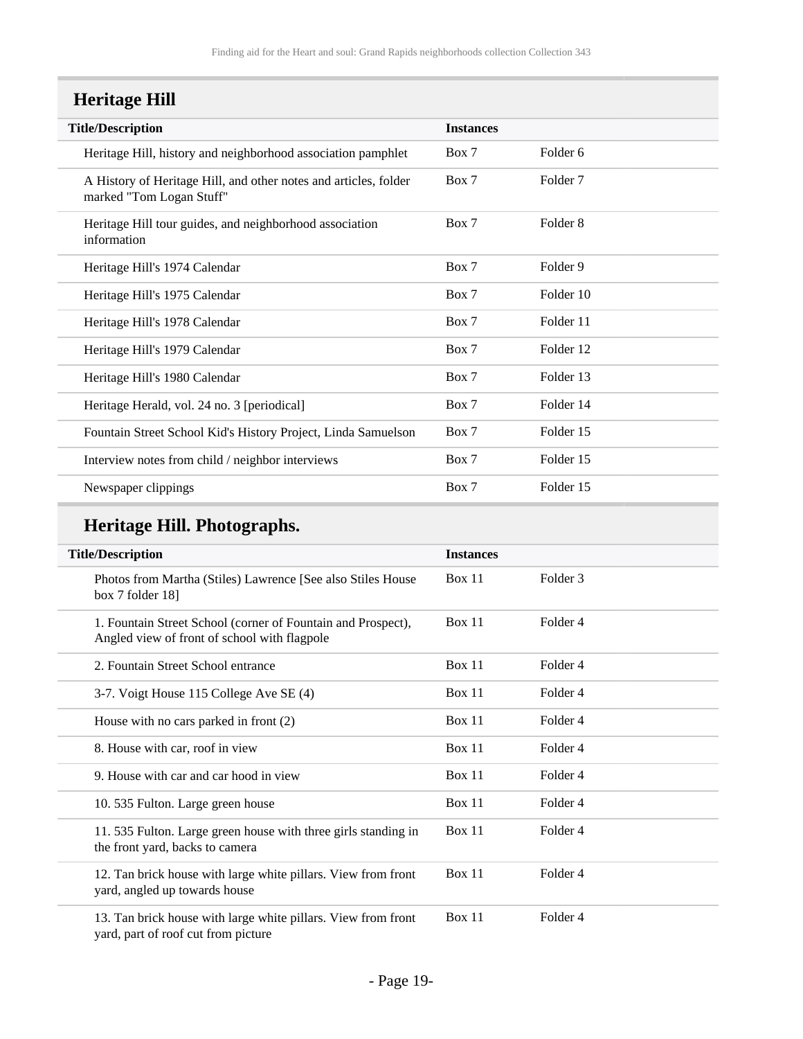## Heritage Hill

| Title/Description | Instances | |
|---|---|---|
| Heritage Hill, history and neighborhood association pamphlet | Box 7 | Folder 6 |
| A History of Heritage Hill, and other notes and articles, folder marked "Tom Logan Stuff" | Box 7 | Folder 7 |
| Heritage Hill tour guides, and neighborhood association information | Box 7 | Folder 8 |
| Heritage Hill's 1974 Calendar | Box 7 | Folder 9 |
| Heritage Hill's 1975 Calendar | Box 7 | Folder 10 |
| Heritage Hill's 1978 Calendar | Box 7 | Folder 11 |
| Heritage Hill's 1979 Calendar | Box 7 | Folder 12 |
| Heritage Hill's 1980 Calendar | Box 7 | Folder 13 |
| Heritage Herald, vol. 24 no. 3 [periodical] | Box 7 | Folder 14 |
| Fountain Street School Kid's History Project, Linda Samuelson | Box 7 | Folder 15 |
| Interview notes from child / neighbor interviews | Box 7 | Folder 15 |
| Newspaper clippings | Box 7 | Folder 15 |

### Heritage Hill. Photographs.

| Title/Description | Instances | |
|---|---|---|
| Photos from Martha (Stiles) Lawrence [See also Stiles House box 7 folder 18] | Box 11 | Folder 3 |
| 1. Fountain Street School (corner of Fountain and Prospect), Angled view of front of school with flagpole | Box 11 | Folder 4 |
| 2. Fountain Street School entrance | Box 11 | Folder 4 |
| 3-7. Voigt House 115 College Ave SE (4) | Box 11 | Folder 4 |
| House with no cars parked in front (2) | Box 11 | Folder 4 |
| 8. House with car, roof in view | Box 11 | Folder 4 |
| 9. House with car and car hood in view | Box 11 | Folder 4 |
| 10. 535 Fulton. Large green house | Box 11 | Folder 4 |
| 11. 535 Fulton. Large green house with three girls standing in the front yard, backs to camera | Box 11 | Folder 4 |
| 12. Tan brick house with large white pillars. View from front yard, angled up towards house | Box 11 | Folder 4 |
| 13. Tan brick house with large white pillars. View from front yard, part of roof cut from picture | Box 11 | Folder 4 |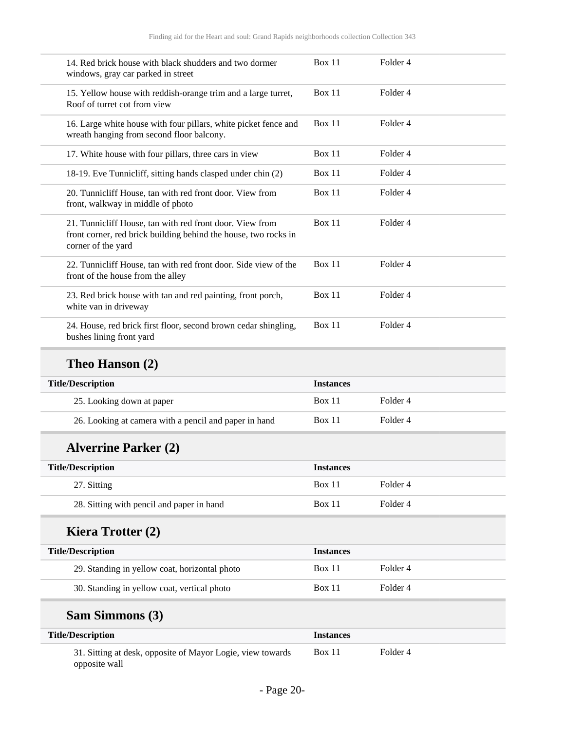| | | |
|---|---|---|
| 14. Red brick house with black shudders and two dormer windows, gray car parked in street | Box 11 | Folder 4 |
| 15. Yellow house with reddish-orange trim and a large turret, Roof of turret cot from view | Box 11 | Folder 4 |
| 16. Large white house with four pillars, white picket fence and wreath hanging from second floor balcony. | Box 11 | Folder 4 |
| 17. White house with four pillars, three cars in view | Box 11 | Folder 4 |
| 18-19. Eve Tunnicliff, sitting hands clasped under chin (2) | Box 11 | Folder 4 |
| 20. Tunnicliff House, tan with red front door. View from front, walkway in middle of photo | Box 11 | Folder 4 |
| 21. Tunnicliff House, tan with red front door. View from front corner, red brick building behind the house, two rocks in corner of the yard | Box 11 | Folder 4 |
| 22. Tunnicliff House, tan with red front door. Side view of the front of the house from the alley | Box 11 | Folder 4 |
| 23. Red brick house with tan and red painting, front porch, white van in driveway | Box 11 | Folder 4 |
| 24. House, red brick first floor, second brown cedar shingling, bushes lining front yard | Box 11 | Folder 4 |

## Theo Hanson (2)

| Title/Description | Instances | |
|---|---|---|
| 25. Looking down at paper | Box 11 | Folder 4 |
| 26. Looking at camera with a pencil and paper in hand | Box 11 | Folder 4 |

## Alverrine Parker (2)

| Title/Description | Instances | |
|---|---|---|
| 27. Sitting | Box 11 | Folder 4 |
| 28. Sitting with pencil and paper in hand | Box 11 | Folder 4 |

## Kiera Trotter (2)

| Title/Description | Instances | |
|---|---|---|
| 29. Standing in yellow coat, horizontal photo | Box 11 | Folder 4 |
| 30. Standing in yellow coat, vertical photo | Box 11 | Folder 4 |

## Sam Simmons (3)

| Title/Description | Instances | |
|---|---|---|
| 31. Sitting at desk, opposite of Mayor Logie, view towards opposite wall | Box 11 | Folder 4 |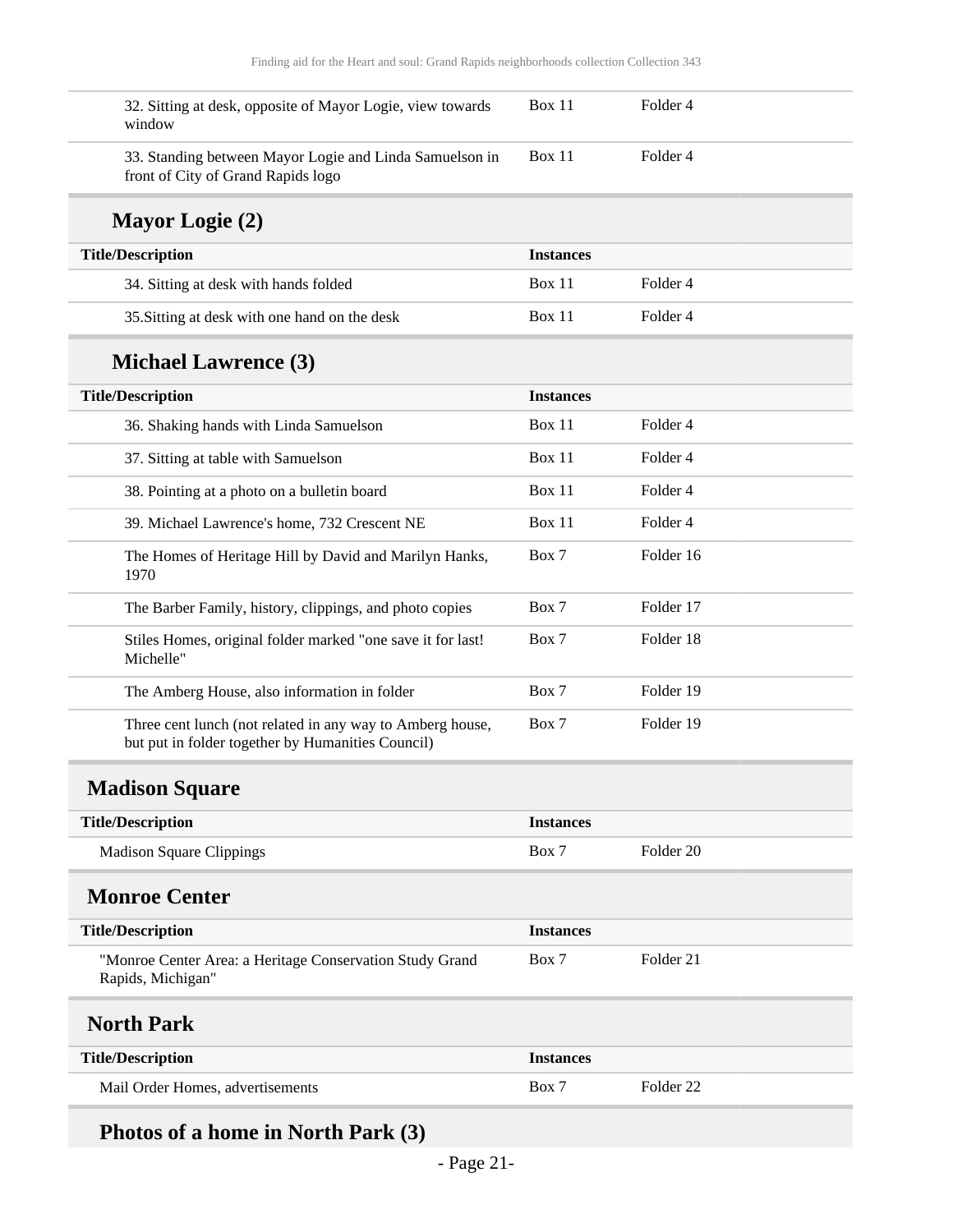| Title/Description | Instances | |
|---|---|---|
| 32. Sitting at desk, opposite of Mayor Logie, view towards window | Box 11 | Folder 4 |
| 33. Standing between Mayor Logie and Linda Samuelson in front of City of Grand Rapids logo | Box 11 | Folder 4 |

### Mayor Logie (2)

| Title/Description | Instances | |
|---|---|---|
| 34. Sitting at desk with hands folded | Box 11 | Folder 4 |
| 35.Sitting at desk with one hand on the desk | Box 11 | Folder 4 |

### Michael Lawrence (3)

| Title/Description | Instances | |
|---|---|---|
| 36. Shaking hands with Linda Samuelson | Box 11 | Folder 4 |
| 37. Sitting at table with Samuelson | Box 11 | Folder 4 |
| 38. Pointing at a photo on a bulletin board | Box 11 | Folder 4 |
| 39. Michael Lawrence's home, 732 Crescent NE | Box 11 | Folder 4 |
| The Homes of Heritage Hill by David and Marilyn Hanks, 1970 | Box 7 | Folder 16 |
| The Barber Family, history, clippings, and photo copies | Box 7 | Folder 17 |
| Stiles Homes, original folder marked "one save it for last! Michelle" | Box 7 | Folder 18 |
| The Amberg House, also information in folder | Box 7 | Folder 19 |
| Three cent lunch (not related in any way to Amberg house, but put in folder together by Humanities Council) | Box 7 | Folder 19 |

## Madison Square

| Title/Description | Instances | |
|---|---|---|
| Madison Square Clippings | Box 7 | Folder 20 |

## Monroe Center

| Title/Description | Instances | |
|---|---|---|
| "Monroe Center Area: a Heritage Conservation Study Grand Rapids, Michigan" | Box 7 | Folder 21 |

## North Park

| Title/Description | Instances | |
|---|---|---|
| Mail Order Homes, advertisements | Box 7 | Folder 22 |

### Photos of a home in North Park (3)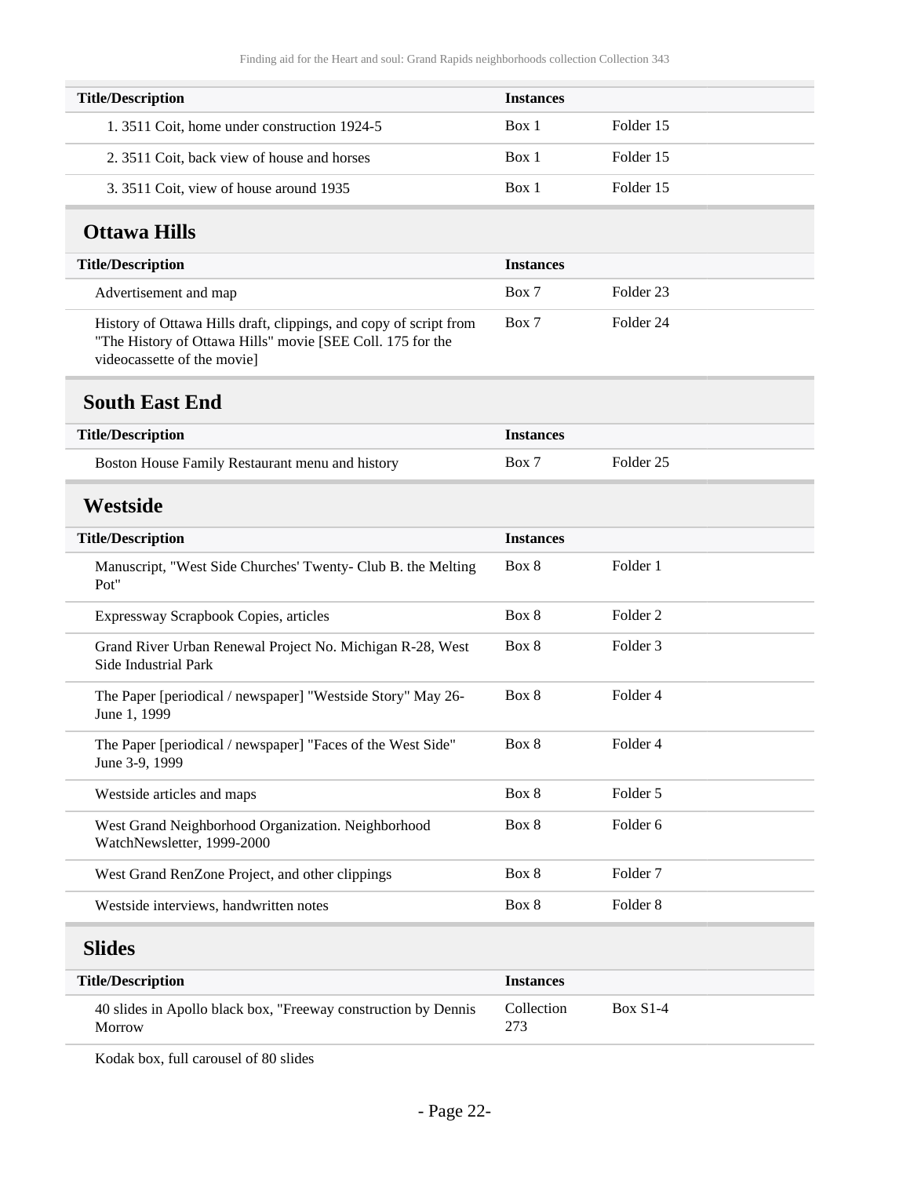| Title/Description | Instances | |
|---|---|---|
| 1. 3511 Coit, home under construction 1924-5 | Box 1 | Folder 15 |
| 2. 3511 Coit, back view of house and horses | Box 1 | Folder 15 |
| 3. 3511 Coit, view of house around 1935 | Box 1 | Folder 15 |

## Ottawa Hills

| Title/Description | Instances | |
|---|---|---|
| Advertisement and map | Box 7 | Folder 23 |
| History of Ottawa Hills draft, clippings, and copy of script from "The History of Ottawa Hills" movie [SEE Coll. 175 for the videocassette of the movie] | Box 7 | Folder 24 |

## South East End

| Title/Description | Instances | |
|---|---|---|
| Boston House Family Restaurant menu and history | Box 7 | Folder 25 |

## Westside

| Title/Description | Instances | |
|---|---|---|
| Manuscript, "West Side Churches' Twenty- Club B. the Melting Pot" | Box 8 | Folder 1 |
| Expressway Scrapbook Copies, articles | Box 8 | Folder 2 |
| Grand River Urban Renewal Project No. Michigan R-28, West Side Industrial Park | Box 8 | Folder 3 |
| The Paper [periodical / newspaper] "Westside Story" May 26-June 1, 1999 | Box 8 | Folder 4 |
| The Paper [periodical / newspaper] "Faces of the West Side" June 3-9, 1999 | Box 8 | Folder 4 |
| Westside articles and maps | Box 8 | Folder 5 |
| West Grand Neighborhood Organization. Neighborhood WatchNewsletter, 1999-2000 | Box 8 | Folder 6 |
| West Grand RenZone Project, and other clippings | Box 8 | Folder 7 |
| Westside interviews, handwritten notes | Box 8 | Folder 8 |

## Slides

| Title/Description | Instances | |
|---|---|---|
| 40 slides in Apollo black box, "Freeway construction by Dennis Morrow | Collection 273 | Box S1-4 |
| Kodak box, full carousel of 80 slides | | |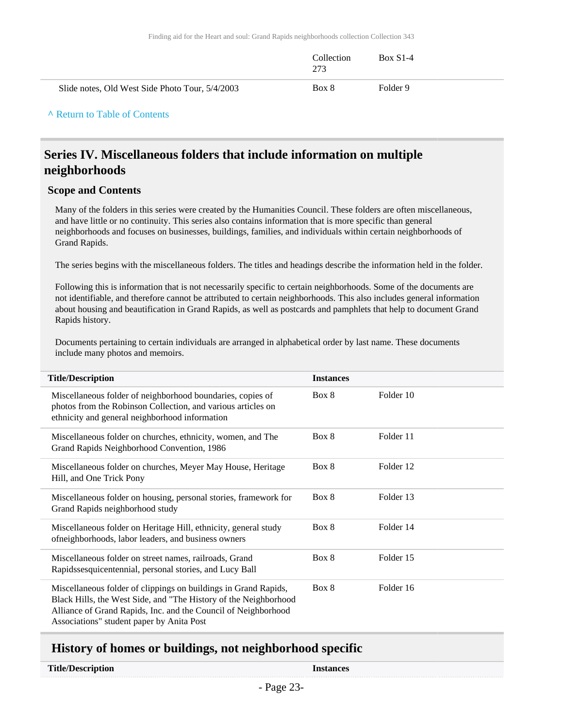| | Collection 273 | Box S1-4 |
|---|---|---|
| Slide notes, Old West Side Photo Tour, 5/4/2003 | Box 8 | Folder 9 |

^ Return to Table of Contents

## Series IV. Miscellaneous folders that include information on multiple neighborhoods

### Scope and Contents

Many of the folders in this series were created by the Humanities Council. These folders are often miscellaneous, and have little or no continuity. This series also contains information that is more specific than general neighborhoods and focuses on businesses, buildings, families, and individuals within certain neighborhoods of Grand Rapids.

The series begins with the miscellaneous folders. The titles and headings describe the information held in the folder.

Following this is information that is not necessarily specific to certain neighborhoods. Some of the documents are not identifiable, and therefore cannot be attributed to certain neighborhoods. This also includes general information about housing and beautification in Grand Rapids, as well as postcards and pamphlets that help to document Grand Rapids history.

Documents pertaining to certain individuals are arranged in alphabetical order by last name. These documents include many photos and memoirs.

| Title/Description | Instances | |
|---|---|---|
| Miscellaneous folder of neighborhood boundaries, copies of photos from the Robinson Collection, and various articles on ethnicity and general neighborhood information | Box 8 | Folder 10 |
| Miscellaneous folder on churches, ethnicity, women, and The Grand Rapids Neighborhood Convention, 1986 | Box 8 | Folder 11 |
| Miscellaneous folder on churches, Meyer May House, Heritage Hill, and One Trick Pony | Box 8 | Folder 12 |
| Miscellaneous folder on housing, personal stories, framework for Grand Rapids neighborhood study | Box 8 | Folder 13 |
| Miscellaneous folder on Heritage Hill, ethnicity, general study ofneighborhoods, labor leaders, and business owners | Box 8 | Folder 14 |
| Miscellaneous folder on street names, railroads, Grand Rapidssesquicentennial, personal stories, and Lucy Ball | Box 8 | Folder 15 |
| Miscellaneous folder of clippings on buildings in Grand Rapids, Black Hills, the West Side, and "The History of the Neighborhood Alliance of Grand Rapids, Inc. and the Council of Neighborhood Associations" student paper by Anita Post | Box 8 | Folder 16 |

### History of homes or buildings, not neighborhood specific

| Title/Description | Instances |
|---|---|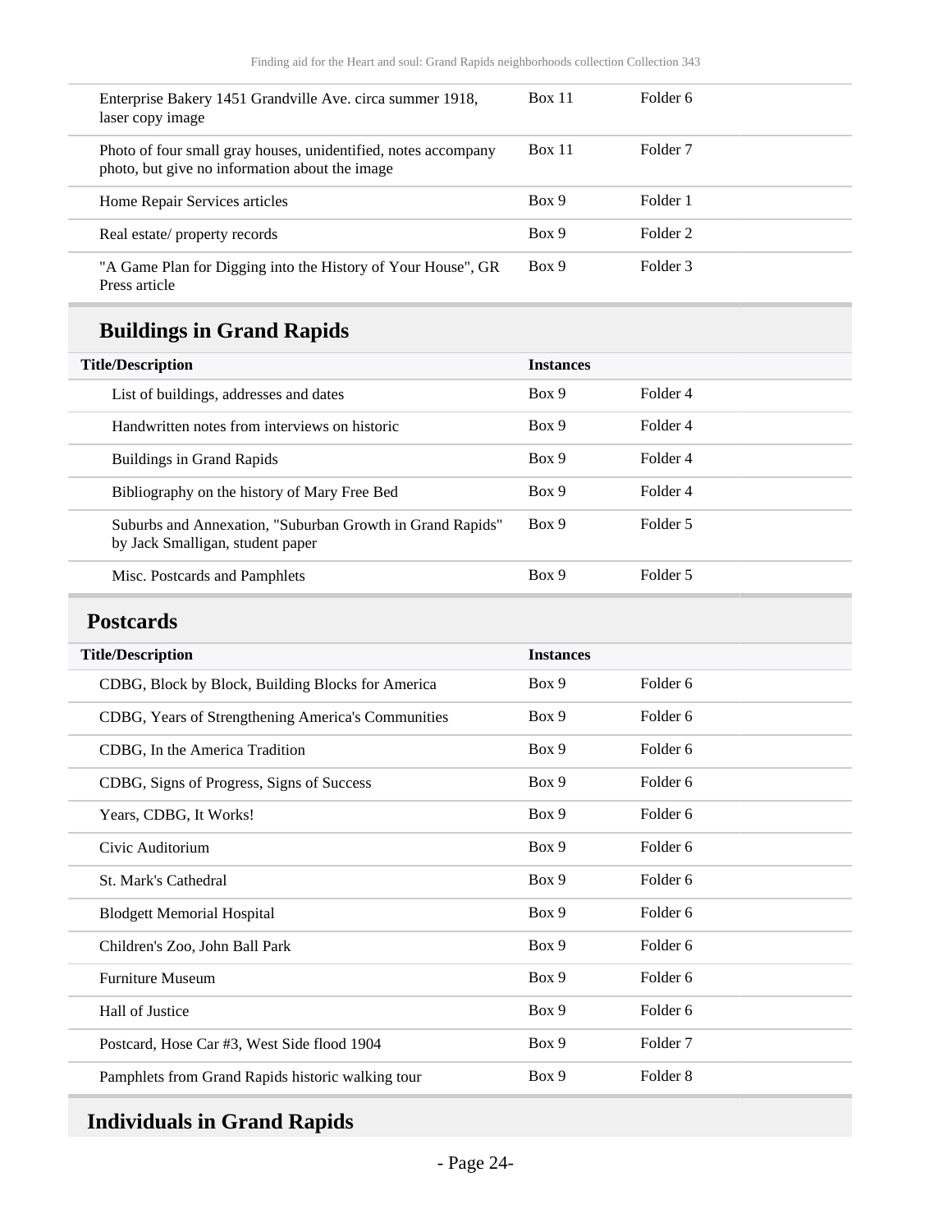| | | |
|---|---|---|
| Enterprise Bakery 1451 Grandville Ave. circa summer 1918, laser copy image | Box 11 | Folder 6 |
| Photo of four small gray houses, unidentified, notes accompany photo, but give no information about the image | Box 11 | Folder 7 |
| Home Repair Services articles | Box 9 | Folder 1 |
| Real estate/ property records | Box 9 | Folder 2 |
| "A Game Plan for Digging into the History of Your House", GR Press article | Box 9 | Folder 3 |

## Buildings in Grand Rapids

| Title/Description | Instances | |
|---|---|---|
| List of buildings, addresses and dates | Box 9 | Folder 4 |
| Handwritten notes from interviews on historic | Box 9 | Folder 4 |
| Buildings in Grand Rapids | Box 9 | Folder 4 |
| Bibliography on the history of Mary Free Bed | Box 9 | Folder 4 |
| Suburbs and Annexation, "Suburban Growth in Grand Rapids" by Jack Smalligan, student paper | Box 9 | Folder 5 |
| Misc. Postcards and Pamphlets | Box 9 | Folder 5 |

## Postcards

| Title/Description | Instances | |
|---|---|---|
| CDBG, Block by Block, Building Blocks for America | Box 9 | Folder 6 |
| CDBG, Years of Strengthening America's Communities | Box 9 | Folder 6 |
| CDBG, In the America Tradition | Box 9 | Folder 6 |
| CDBG, Signs of Progress, Signs of Success | Box 9 | Folder 6 |
| Years, CDBG, It Works! | Box 9 | Folder 6 |
| Civic Auditorium | Box 9 | Folder 6 |
| St. Mark's Cathedral | Box 9 | Folder 6 |
| Blodgett Memorial Hospital | Box 9 | Folder 6 |
| Children's Zoo, John Ball Park | Box 9 | Folder 6 |
| Furniture Museum | Box 9 | Folder 6 |
| Hall of Justice | Box 9 | Folder 6 |
| Postcard, Hose Car #3, West Side flood 1904 | Box 9 | Folder 7 |
| Pamphlets from Grand Rapids historic walking tour | Box 9 | Folder 8 |

## Individuals in Grand Rapids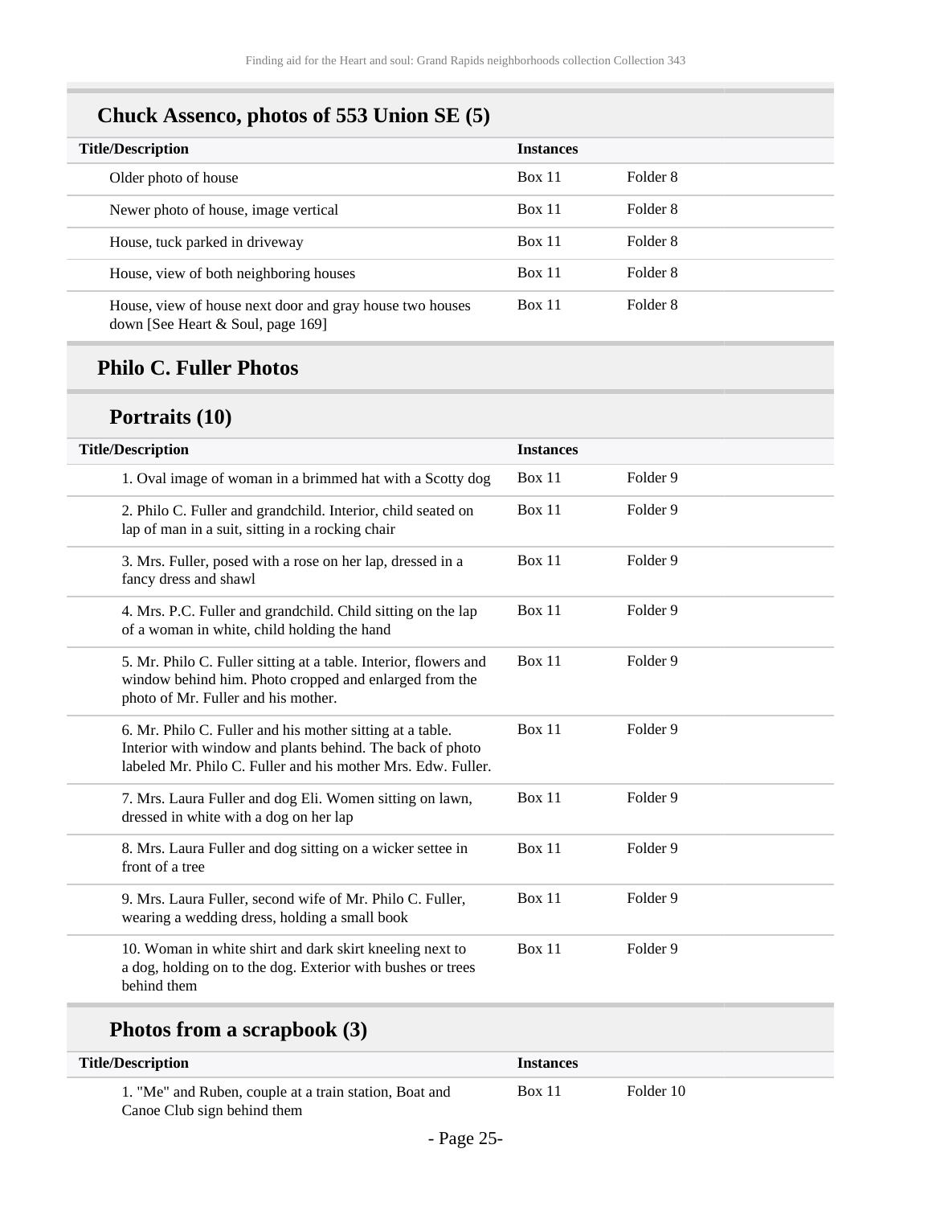## Chuck Assenco, photos of 553 Union SE (5)

| Title/Description | Instances | |
|---|---|---|
| Older photo of house | Box 11 | Folder 8 |
| Newer photo of house, image vertical | Box 11 | Folder 8 |
| House, tuck parked in driveway | Box 11 | Folder 8 |
| House, view of both neighboring houses | Box 11 | Folder 8 |
| House, view of house next door and gray house two houses down [See Heart & Soul, page 169] | Box 11 | Folder 8 |

## Philo C. Fuller Photos

### Portraits (10)

| Title/Description | Instances | |
|---|---|---|
| 1. Oval image of woman in a brimmed hat with a Scotty dog | Box 11 | Folder 9 |
| 2. Philo C. Fuller and grandchild. Interior, child seated on lap of man in a suit, sitting in a rocking chair | Box 11 | Folder 9 |
| 3. Mrs. Fuller, posed with a rose on her lap, dressed in a fancy dress and shawl | Box 11 | Folder 9 |
| 4. Mrs. P.C. Fuller and grandchild. Child sitting on the lap of a woman in white, child holding the hand | Box 11 | Folder 9 |
| 5. Mr. Philo C. Fuller sitting at a table. Interior, flowers and window behind him. Photo cropped and enlarged from the photo of Mr. Fuller and his mother. | Box 11 | Folder 9 |
| 6. Mr. Philo C. Fuller and his mother sitting at a table. Interior with window and plants behind. The back of photo labeled Mr. Philo C. Fuller and his mother Mrs. Edw. Fuller. | Box 11 | Folder 9 |
| 7. Mrs. Laura Fuller and dog Eli. Women sitting on lawn, dressed in white with a dog on her lap | Box 11 | Folder 9 |
| 8. Mrs. Laura Fuller and dog sitting on a wicker settee in front of a tree | Box 11 | Folder 9 |
| 9. Mrs. Laura Fuller, second wife of Mr. Philo C. Fuller, wearing a wedding dress, holding a small book | Box 11 | Folder 9 |
| 10. Woman in white shirt and dark skirt kneeling next to a dog, holding on to the dog. Exterior with bushes or trees behind them | Box 11 | Folder 9 |

### Photos from a scrapbook (3)

| Title/Description | Instances | |
|---|---|---|
| 1. "Me" and Ruben, couple at a train station, Boat and Canoe Club sign behind them | Box 11 | Folder 10 |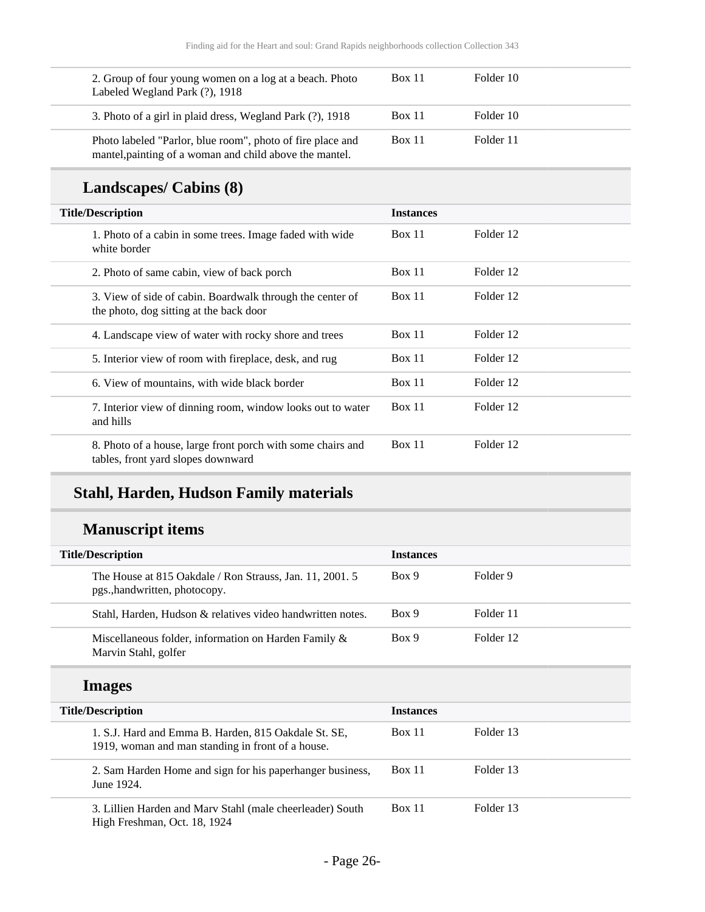| Title/Description | Instances | |
|---|---|---|
| 2. Group of four young women on a log at a beach. Photo Labeled Wegland Park (?), 1918 | Box 11 | Folder 10 |
| 3. Photo of a girl in plaid dress, Wegland Park (?), 1918 | Box 11 | Folder 10 |
| Photo labeled "Parlor, blue room", photo of fire place and mantel,painting of a woman and child above the mantel. | Box 11 | Folder 11 |

### Landscapes/ Cabins (8)

| Title/Description | Instances | |
|---|---|---|
| 1. Photo of a cabin in some trees. Image faded with wide white border | Box 11 | Folder 12 |
| 2. Photo of same cabin, view of back porch | Box 11 | Folder 12 |
| 3. View of side of cabin. Boardwalk through the center of the photo, dog sitting at the back door | Box 11 | Folder 12 |
| 4. Landscape view of water with rocky shore and trees | Box 11 | Folder 12 |
| 5. Interior view of room with fireplace, desk, and rug | Box 11 | Folder 12 |
| 6. View of mountains, with wide black border | Box 11 | Folder 12 |
| 7. Interior view of dinning room, window looks out to water and hills | Box 11 | Folder 12 |
| 8. Photo of a house, large front porch with some chairs and tables, front yard slopes downward | Box 11 | Folder 12 |

## Stahl, Harden, Hudson Family materials

### Manuscript items

| Title/Description | Instances | |
|---|---|---|
| The House at 815 Oakdale / Ron Strauss, Jan. 11, 2001. 5 pgs.,handwritten, photocopy. | Box 9 | Folder 9 |
| Stahl, Harden, Hudson & relatives video handwritten notes. | Box 9 | Folder 11 |
| Miscellaneous folder, information on Harden Family & Marvin Stahl, golfer | Box 9 | Folder 12 |

### Images

| Title/Description | Instances | |
|---|---|---|
| 1. S.J. Hard and Emma B. Harden, 815 Oakdale St. SE, 1919, woman and man standing in front of a house. | Box 11 | Folder 13 |
| 2. Sam Harden Home and sign for his paperhanger business, June 1924. | Box 11 | Folder 13 |
| 3. Lillien Harden and Marv Stahl (male cheerleader) South High Freshman, Oct. 18, 1924 | Box 11 | Folder 13 |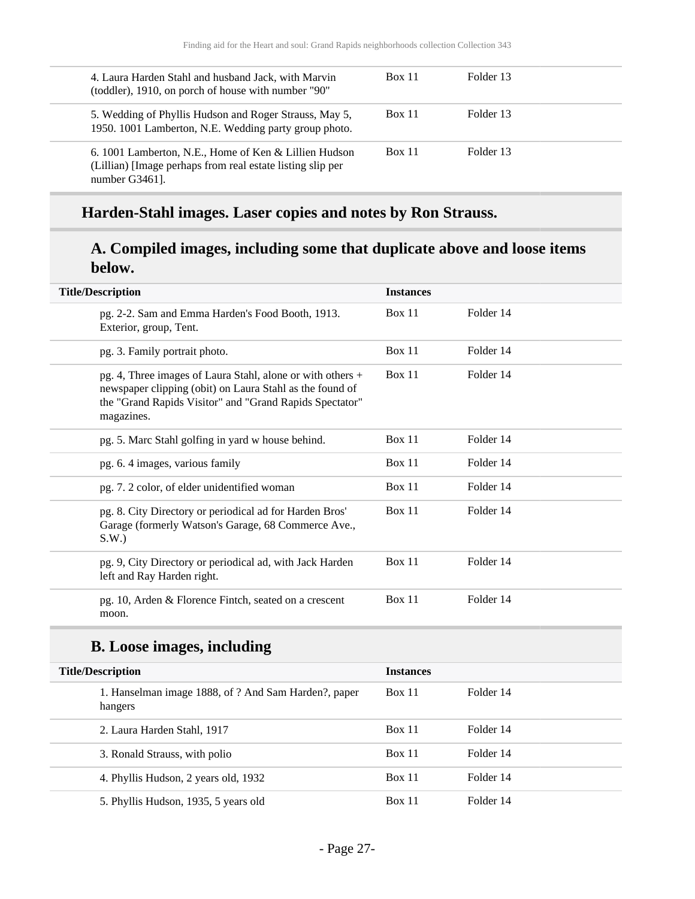| Title/Description | Instances | |
|---|---|---|
| 4. Laura Harden Stahl and husband Jack, with Marvin (toddler), 1910, on porch of house with number "90" | Box 11 | Folder 13 |
| 5. Wedding of Phyllis Hudson and Roger Strauss, May 5, 1950. 1001 Lamberton, N.E. Wedding party group photo. | Box 11 | Folder 13 |
| 6. 1001 Lamberton, N.E., Home of Ken & Lillien Hudson (Lillian) [Image perhaps from real estate listing slip per number G3461]. | Box 11 | Folder 13 |

## Harden-Stahl images. Laser copies and notes by Ron Strauss.

### A. Compiled images, including some that duplicate above and loose items below.

| Title/Description | Instances | |
|---|---|---|
| pg. 2-2. Sam and Emma Harden's Food Booth, 1913. Exterior, group, Tent. | Box 11 | Folder 14 |
| pg. 3. Family portrait photo. | Box 11 | Folder 14 |
| pg. 4, Three images of Laura Stahl, alone or with others + newspaper clipping (obit) on Laura Stahl as the found of the "Grand Rapids Visitor" and "Grand Rapids Spectator" magazines. | Box 11 | Folder 14 |
| pg. 5. Marc Stahl golfing in yard w house behind. | Box 11 | Folder 14 |
| pg. 6. 4 images, various family | Box 11 | Folder 14 |
| pg. 7. 2 color, of elder unidentified woman | Box 11 | Folder 14 |
| pg. 8. City Directory or periodical ad for Harden Bros' Garage (formerly Watson's Garage, 68 Commerce Ave., S.W.) | Box 11 | Folder 14 |
| pg. 9, City Directory or periodical ad, with Jack Harden left and Ray Harden right. | Box 11 | Folder 14 |
| pg. 10, Arden & Florence Fintch, seated on a crescent moon. | Box 11 | Folder 14 |

### B. Loose images, including

| Title/Description | Instances | |
|---|---|---|
| 1. Hanselman image 1888, of ? And Sam Harden?, paper hangers | Box 11 | Folder 14 |
| 2. Laura Harden Stahl, 1917 | Box 11 | Folder 14 |
| 3. Ronald Strauss, with polio | Box 11 | Folder 14 |
| 4. Phyllis Hudson, 2 years old, 1932 | Box 11 | Folder 14 |
| 5. Phyllis Hudson, 1935, 5 years old | Box 11 | Folder 14 |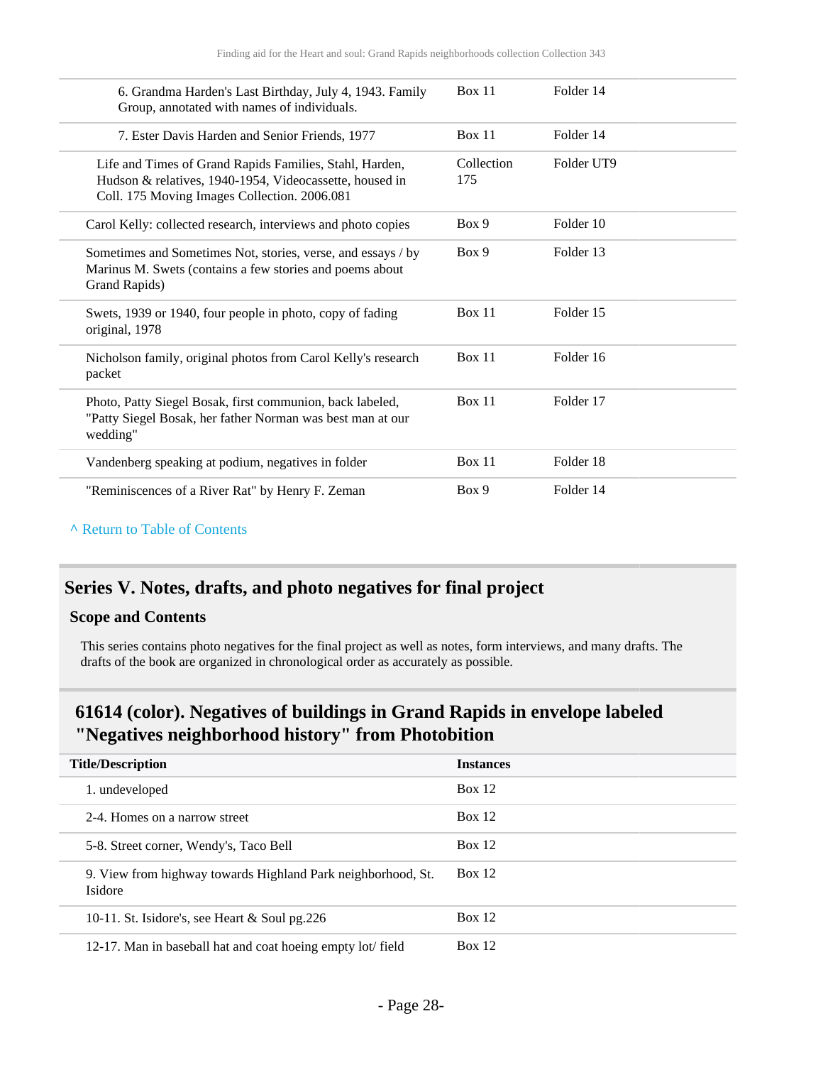| | | |
|---|---|---|
| 6. Grandma Harden's Last Birthday, July 4, 1943. Family Group, annotated with names of individuals. | Box 11 | Folder 14 |
| 7. Ester Davis Harden and Senior Friends, 1977 | Box 11 | Folder 14 |
| Life and Times of Grand Rapids Families, Stahl, Harden, Hudson & relatives, 1940-1954, Videocassette, housed in Coll. 175 Moving Images Collection. 2006.081 | Collection 175 | Folder UT9 |
| Carol Kelly: collected research, interviews and photo copies | Box 9 | Folder 10 |
| Sometimes and Sometimes Not, stories, verse, and essays / by Marinus M. Swets (contains a few stories and poems about Grand Rapids) | Box 9 | Folder 13 |
| Swets, 1939 or 1940, four people in photo, copy of fading original, 1978 | Box 11 | Folder 15 |
| Nicholson family, original photos from Carol Kelly's research packet | Box 11 | Folder 16 |
| Photo, Patty Siegel Bosak, first communion, back labeled, "Patty Siegel Bosak, her father Norman was best man at our wedding" | Box 11 | Folder 17 |
| Vandenberg speaking at podium, negatives in folder | Box 11 | Folder 18 |
| "Reminiscences of a River Rat" by Henry F. Zeman | Box 9 | Folder 14 |

^ Return to Table of Contents

## Series V. Notes, drafts, and photo negatives for final project

### Scope and Contents

This series contains photo negatives for the final project as well as notes, form interviews, and many drafts. The drafts of the book are organized in chronological order as accurately as possible.

## 61614 (color). Negatives of buildings in Grand Rapids in envelope labeled "Negatives neighborhood history" from Photobition

| Title/Description | Instances |
|---|---|
| 1. undeveloped | Box 12 |
| 2-4. Homes on a narrow street | Box 12 |
| 5-8. Street corner, Wendy's, Taco Bell | Box 12 |
| 9. View from highway towards Highland Park neighborhood, St. Isidore | Box 12 |
| 10-11. St. Isidore's, see Heart & Soul pg.226 | Box 12 |
| 12-17. Man in baseball hat and coat hoeing empty lot/ field | Box 12 |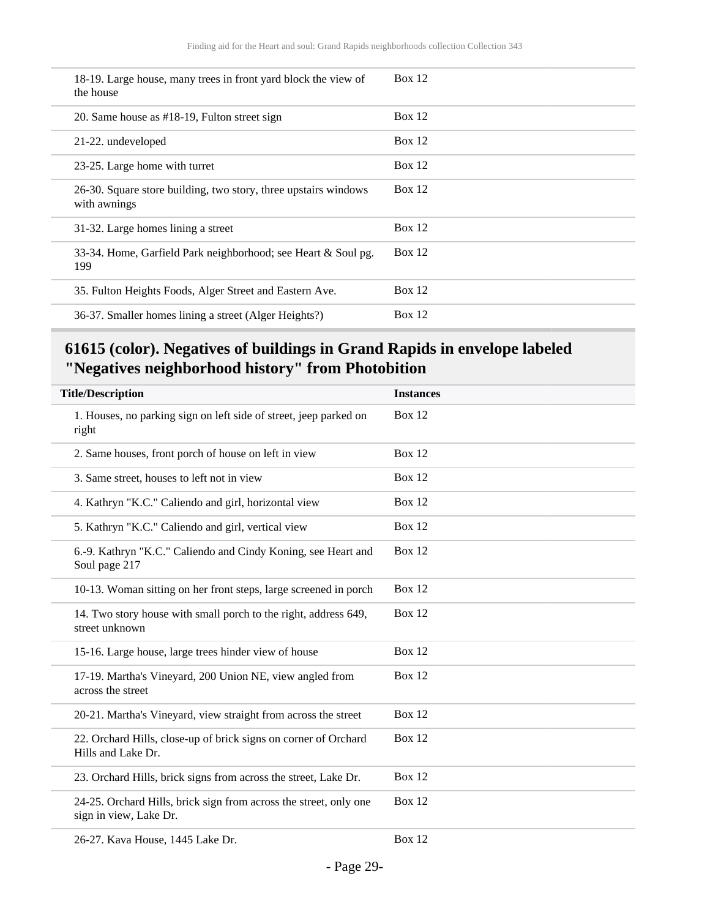| | |
|---|---|
| 18-19. Large house, many trees in front yard block the view of the house | Box 12 |
| 20. Same house as #18-19, Fulton street sign | Box 12 |
| 21-22. undeveloped | Box 12 |
| 23-25. Large home with turret | Box 12 |
| 26-30. Square store building, two story, three upstairs windows with awnings | Box 12 |
| 31-32. Large homes lining a street | Box 12 |
| 33-34. Home, Garfield Park neighborhood; see Heart & Soul pg. 199 | Box 12 |
| 35. Fulton Heights Foods, Alger Street and Eastern Ave. | Box 12 |
| 36-37. Smaller homes lining a street (Alger Heights?) | Box 12 |

## 61615 (color). Negatives of buildings in Grand Rapids in envelope labeled "Negatives neighborhood history" from Photobition

| Title/Description | Instances |
|---|---|
| 1. Houses, no parking sign on left side of street, jeep parked on right | Box 12 |
| 2. Same houses, front porch of house on left in view | Box 12 |
| 3. Same street, houses to left not in view | Box 12 |
| 4. Kathryn "K.C." Caliendo and girl, horizontal view | Box 12 |
| 5. Kathryn "K.C." Caliendo and girl, vertical view | Box 12 |
| 6.-9. Kathryn "K.C." Caliendo and Cindy Koning, see Heart and Soul page 217 | Box 12 |
| 10-13. Woman sitting on her front steps, large screened in porch | Box 12 |
| 14. Two story house with small porch to the right, address 649, street unknown | Box 12 |
| 15-16. Large house, large trees hinder view of house | Box 12 |
| 17-19. Martha's Vineyard, 200 Union NE, view angled from across the street | Box 12 |
| 20-21. Martha's Vineyard, view straight from across the street | Box 12 |
| 22. Orchard Hills, close-up of brick signs on corner of Orchard Hills and Lake Dr. | Box 12 |
| 23. Orchard Hills, brick signs from across the street, Lake Dr. | Box 12 |
| 24-25. Orchard Hills, brick sign from across the street, only one sign in view, Lake Dr. | Box 12 |
| 26-27. Kava House, 1445 Lake Dr. | Box 12 |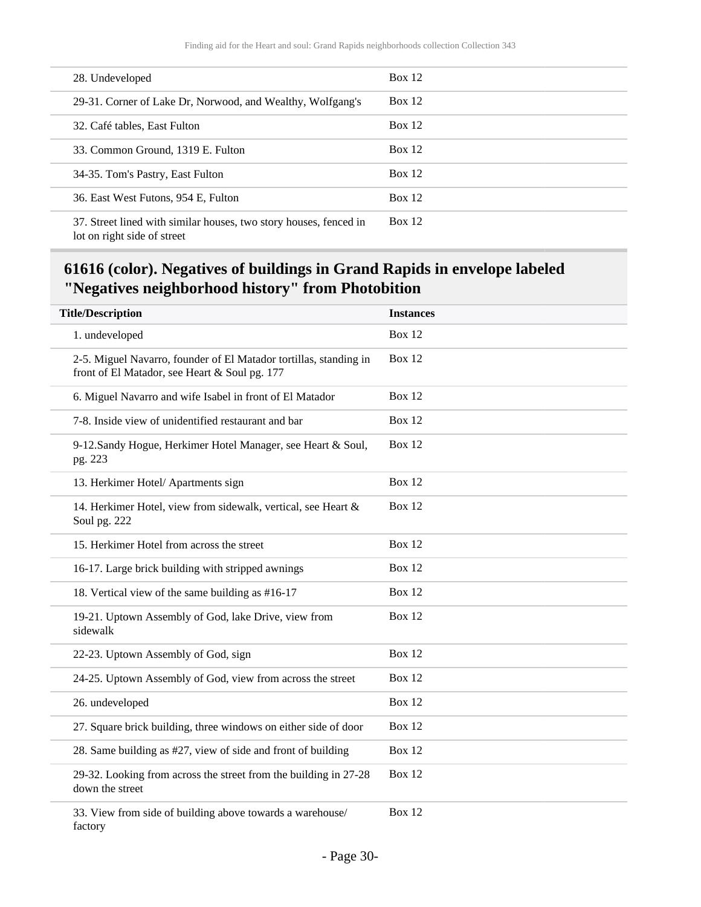| | |
|---|---|
| 28. Undeveloped | Box 12 |
| 29-31. Corner of Lake Dr, Norwood, and Wealthy, Wolfgang's | Box 12 |
| 32. Café tables, East Fulton | Box 12 |
| 33. Common Ground, 1319 E. Fulton | Box 12 |
| 34-35. Tom's Pastry, East Fulton | Box 12 |
| 36. East West Futons, 954 E, Fulton | Box 12 |
| 37. Street lined with similar houses, two story houses, fenced in lot on right side of street | Box 12 |

## 61616 (color). Negatives of buildings in Grand Rapids in envelope labeled "Negatives neighborhood history" from Photobition

| Title/Description | Instances |
|---|---|
| 1. undeveloped | Box 12 |
| 2-5. Miguel Navarro, founder of El Matador tortillas, standing in front of El Matador, see Heart & Soul pg. 177 | Box 12 |
| 6. Miguel Navarro and wife Isabel in front of El Matador | Box 12 |
| 7-8. Inside view of unidentified restaurant and bar | Box 12 |
| 9-12.Sandy Hogue, Herkimer Hotel Manager, see Heart & Soul, pg. 223 | Box 12 |
| 13. Herkimer Hotel/ Apartments sign | Box 12 |
| 14. Herkimer Hotel, view from sidewalk, vertical, see Heart & Soul pg. 222 | Box 12 |
| 15. Herkimer Hotel from across the street | Box 12 |
| 16-17. Large brick building with stripped awnings | Box 12 |
| 18. Vertical view of the same building as #16-17 | Box 12 |
| 19-21. Uptown Assembly of God, lake Drive, view from sidewalk | Box 12 |
| 22-23. Uptown Assembly of God, sign | Box 12 |
| 24-25. Uptown Assembly of God, view from across the street | Box 12 |
| 26. undeveloped | Box 12 |
| 27. Square brick building, three windows on either side of door | Box 12 |
| 28. Same building as #27, view of side and front of building | Box 12 |
| 29-32. Looking from across the street from the building in 27-28 down the street | Box 12 |
| 33. View from side of building above towards a warehouse/ factory | Box 12 |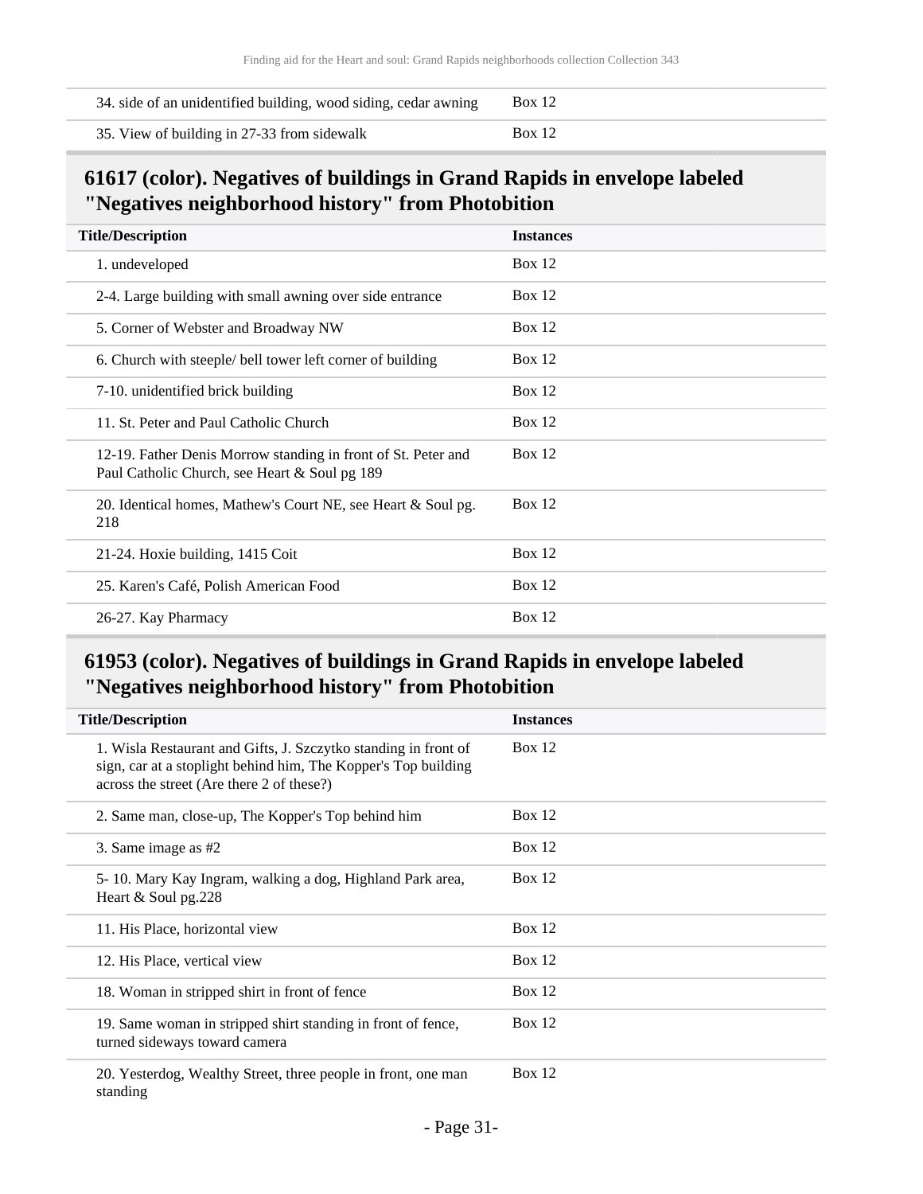| Title/Description | Instances |
| --- | --- |
| 34. side of an unidentified building, wood siding, cedar awning | Box 12 |
| 35. View of building in 27-33 from sidewalk | Box 12 |

## 61617 (color). Negatives of buildings in Grand Rapids in envelope labeled "Negatives neighborhood history" from Photobition

| Title/Description | Instances |
| --- | --- |
| 1. undeveloped | Box 12 |
| 2-4. Large building with small awning over side entrance | Box 12 |
| 5. Corner of Webster and Broadway NW | Box 12 |
| 6. Church with steeple/ bell tower left corner of building | Box 12 |
| 7-10. unidentified brick building | Box 12 |
| 11. St. Peter and Paul Catholic Church | Box 12 |
| 12-19. Father Denis Morrow standing in front of St. Peter and Paul Catholic Church, see Heart & Soul pg 189 | Box 12 |
| 20. Identical homes, Mathew's Court NE, see Heart & Soul pg. 218 | Box 12 |
| 21-24. Hoxie building, 1415 Coit | Box 12 |
| 25. Karen's Café, Polish American Food | Box 12 |
| 26-27. Kay Pharmacy | Box 12 |

## 61953 (color). Negatives of buildings in Grand Rapids in envelope labeled "Negatives neighborhood history" from Photobition

| Title/Description | Instances |
| --- | --- |
| 1. Wisla Restaurant and Gifts, J. Szczytko standing in front of sign, car at a stoplight behind him, The Kopper's Top building across the street (Are there 2 of these?) | Box 12 |
| 2. Same man, close-up, The Kopper's Top behind him | Box 12 |
| 3. Same image as #2 | Box 12 |
| 5- 10. Mary Kay Ingram, walking a dog, Highland Park area, Heart & Soul pg.228 | Box 12 |
| 11. His Place, horizontal view | Box 12 |
| 12. His Place, vertical view | Box 12 |
| 18. Woman in stripped shirt in front of fence | Box 12 |
| 19. Same woman in stripped shirt standing in front of fence, turned sideways toward camera | Box 12 |
| 20. Yesterdog, Wealthy Street, three people in front, one man standing | Box 12 |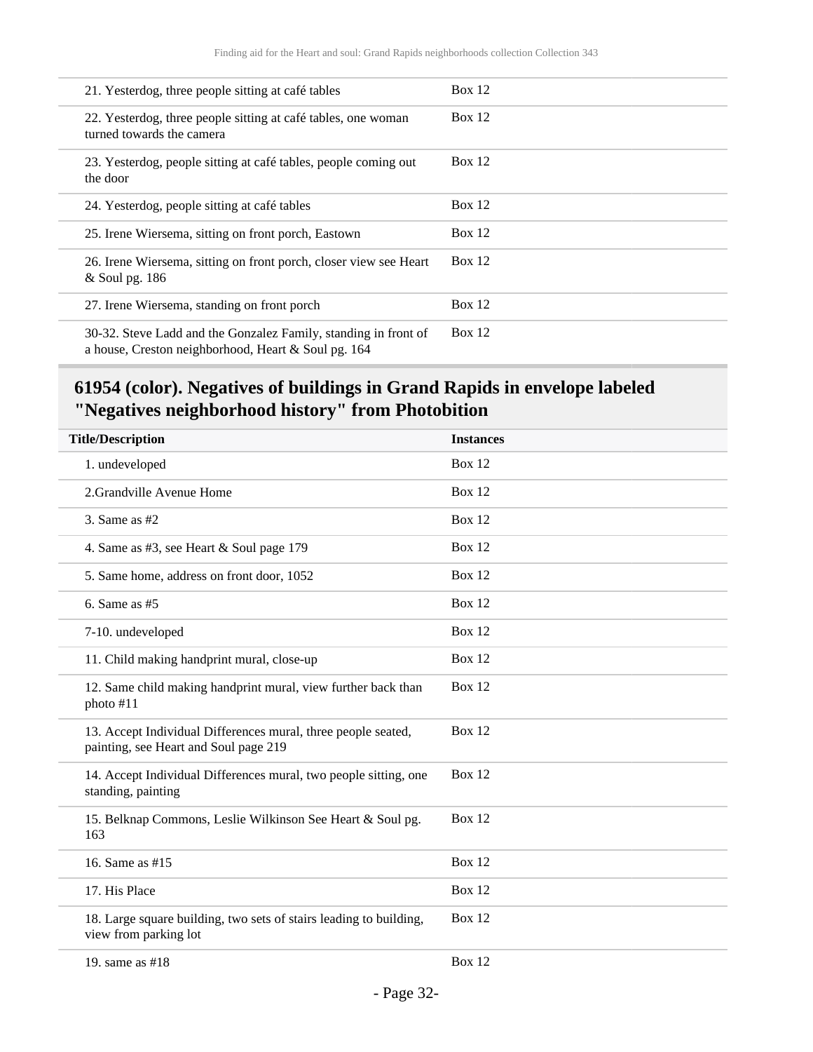| Title/Description | Instances |
|---|---|
| 21. Yesterdog, three people sitting at café tables | Box 12 |
| 22. Yesterdog, three people sitting at café tables, one woman turned towards the camera | Box 12 |
| 23. Yesterdog, people sitting at café tables, people coming out the door | Box 12 |
| 24. Yesterdog, people sitting at café tables | Box 12 |
| 25. Irene Wiersema, sitting on front porch, Eastown | Box 12 |
| 26. Irene Wiersema, sitting on front porch, closer view see Heart & Soul pg. 186 | Box 12 |
| 27. Irene Wiersema, standing on front porch | Box 12 |
| 30-32. Steve Ladd and the Gonzalez Family, standing in front of a house, Creston neighborhood, Heart & Soul pg. 164 | Box 12 |

## 61954 (color). Negatives of buildings in Grand Rapids in envelope labeled "Negatives neighborhood history" from Photobition

| Title/Description | Instances |
|---|---|
| 1. undeveloped | Box 12 |
| 2.Grandville Avenue Home | Box 12 |
| 3. Same as #2 | Box 12 |
| 4. Same as #3, see Heart & Soul page 179 | Box 12 |
| 5. Same home, address on front door, 1052 | Box 12 |
| 6. Same as #5 | Box 12 |
| 7-10. undeveloped | Box 12 |
| 11. Child making handprint mural, close-up | Box 12 |
| 12. Same child making handprint mural, view further back than photo #11 | Box 12 |
| 13. Accept Individual Differences mural, three people seated, painting, see Heart and Soul page 219 | Box 12 |
| 14. Accept Individual Differences mural, two people sitting, one standing, painting | Box 12 |
| 15. Belknap Commons, Leslie Wilkinson See Heart & Soul pg. 163 | Box 12 |
| 16. Same as #15 | Box 12 |
| 17. His Place | Box 12 |
| 18. Large square building, two sets of stairs leading to building, view from parking lot | Box 12 |
| 19. same as #18 | Box 12 |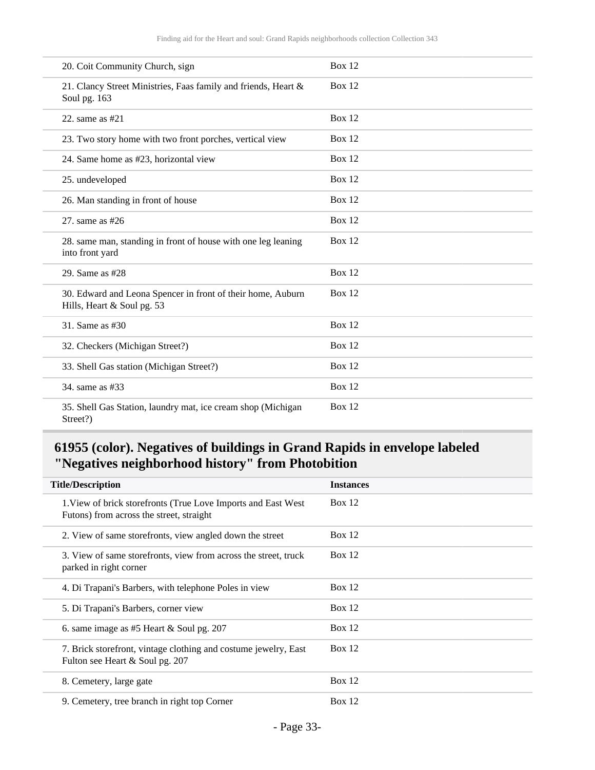| | |
|---|---|
| 20. Coit Community Church, sign | Box 12 |
| 21. Clancy Street Ministries, Faas family and friends, Heart & Soul pg. 163 | Box 12 |
| 22. same as #21 | Box 12 |
| 23. Two story home with two front porches, vertical view | Box 12 |
| 24. Same home as #23, horizontal view | Box 12 |
| 25. undeveloped | Box 12 |
| 26. Man standing in front of house | Box 12 |
| 27. same as #26 | Box 12 |
| 28. same man, standing in front of house with one leg leaning into front yard | Box 12 |
| 29. Same as #28 | Box 12 |
| 30. Edward and Leona Spencer in front of their home, Auburn Hills, Heart & Soul pg. 53 | Box 12 |
| 31. Same as #30 | Box 12 |
| 32. Checkers (Michigan Street?) | Box 12 |
| 33. Shell Gas station (Michigan Street?) | Box 12 |
| 34. same as #33 | Box 12 |
| 35. Shell Gas Station, laundry mat, ice cream shop (Michigan Street?) | Box 12 |

## 61955 (color). Negatives of buildings in Grand Rapids in envelope labeled "Negatives neighborhood history" from Photobition

| Title/Description | Instances |
|---|---|
| 1.View of brick storefronts (True Love Imports and East West Futons) from across the street, straight | Box 12 |
| 2. View of same storefronts, view angled down the street | Box 12 |
| 3. View of same storefronts, view from across the street, truck parked in right corner | Box 12 |
| 4. Di Trapani's Barbers, with telephone Poles in view | Box 12 |
| 5. Di Trapani's Barbers, corner view | Box 12 |
| 6. same image as #5 Heart & Soul pg. 207 | Box 12 |
| 7. Brick storefront, vintage clothing and costume jewelry, East Fulton see Heart & Soul pg. 207 | Box 12 |
| 8. Cemetery, large gate | Box 12 |
| 9. Cemetery, tree branch in right top Corner | Box 12 |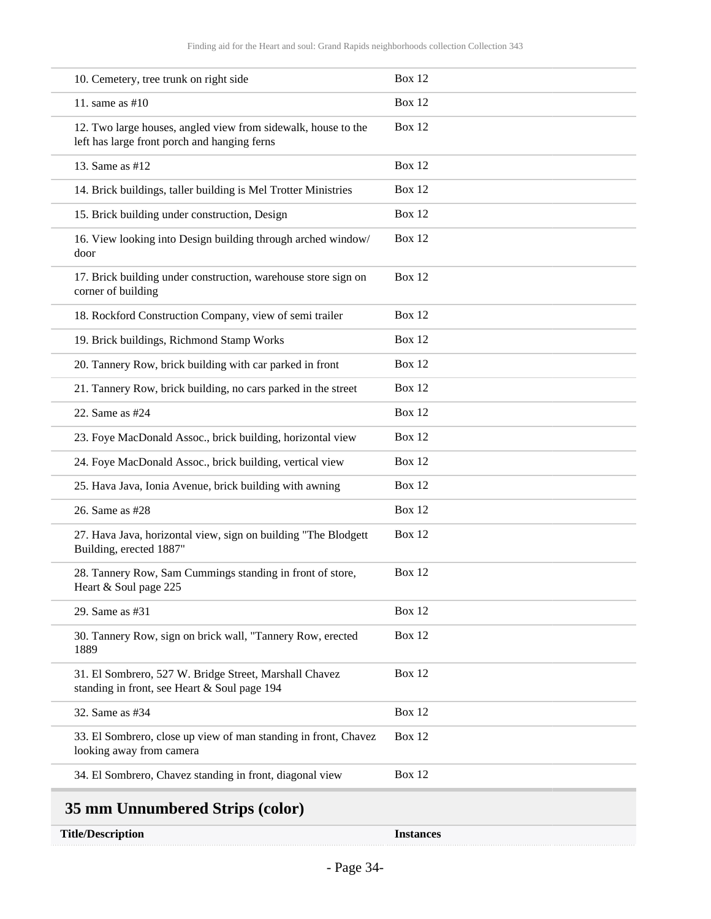| | |
|---|---|
| 10. Cemetery, tree trunk on right side | Box 12 |
| 11. same as #10 | Box 12 |
| 12. Two large houses, angled view from sidewalk, house to the left has large front porch and hanging ferns | Box 12 |
| 13. Same as #12 | Box 12 |
| 14. Brick buildings, taller building is Mel Trotter Ministries | Box 12 |
| 15. Brick building under construction, Design | Box 12 |
| 16. View looking into Design building through arched window/ door | Box 12 |
| 17. Brick building under construction, warehouse store sign on corner of building | Box 12 |
| 18. Rockford Construction Company, view of semi trailer | Box 12 |
| 19. Brick buildings, Richmond Stamp Works | Box 12 |
| 20. Tannery Row, brick building with car parked in front | Box 12 |
| 21. Tannery Row, brick building, no cars parked in the street | Box 12 |
| 22. Same as #24 | Box 12 |
| 23. Foye MacDonald Assoc., brick building, horizontal view | Box 12 |
| 24. Foye MacDonald Assoc., brick building, vertical view | Box 12 |
| 25. Hava Java, Ionia Avenue, brick building with awning | Box 12 |
| 26. Same as #28 | Box 12 |
| 27. Hava Java, horizontal view, sign on building "The Blodgett Building, erected 1887" | Box 12 |
| 28. Tannery Row, Sam Cummings standing in front of store, Heart & Soul page 225 | Box 12 |
| 29. Same as #31 | Box 12 |
| 30. Tannery Row, sign on brick wall, "Tannery Row, erected 1889 | Box 12 |
| 31. El Sombrero, 527 W. Bridge Street, Marshall Chavez standing in front, see Heart & Soul page 194 | Box 12 |
| 32. Same as #34 | Box 12 |
| 33. El Sombrero, close up view of man standing in front, Chavez looking away from camera | Box 12 |
| 34. El Sombrero, Chavez standing in front, diagonal view | Box 12 |

## 35 mm Unnumbered Strips (color)

| Title/Description | Instances |
|---|---|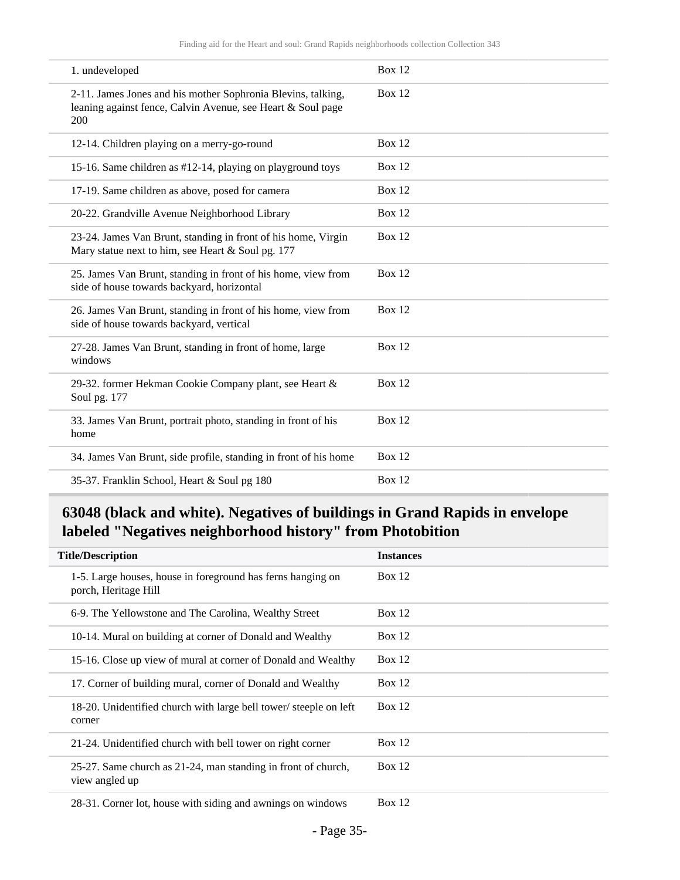| | |
|---|---|
| 1. undeveloped | Box 12 |
| 2-11. James Jones and his mother Sophronia Blevins, talking, leaning against fence, Calvin Avenue, see Heart & Soul page 200 | Box 12 |
| 12-14. Children playing on a merry-go-round | Box 12 |
| 15-16. Same children as #12-14, playing on playground toys | Box 12 |
| 17-19. Same children as above, posed for camera | Box 12 |
| 20-22. Grandville Avenue Neighborhood Library | Box 12 |
| 23-24. James Van Brunt, standing in front of his home, Virgin Mary statue next to him, see Heart & Soul pg. 177 | Box 12 |
| 25. James Van Brunt, standing in front of his home, view from side of house towards backyard, horizontal | Box 12 |
| 26. James Van Brunt, standing in front of his home, view from side of house towards backyard, vertical | Box 12 |
| 27-28. James Van Brunt, standing in front of home, large windows | Box 12 |
| 29-32. former Hekman Cookie Company plant, see Heart & Soul pg. 177 | Box 12 |
| 33. James Van Brunt, portrait photo, standing in front of his home | Box 12 |
| 34. James Van Brunt, side profile, standing in front of his home | Box 12 |
| 35-37. Franklin School, Heart & Soul pg 180 | Box 12 |

## 63048 (black and white). Negatives of buildings in Grand Rapids in envelope labeled "Negatives neighborhood history" from Photobition

| Title/Description | Instances |
|---|---|
| 1-5. Large houses, house in foreground has ferns hanging on porch, Heritage Hill | Box 12 |
| 6-9. The Yellowstone and The Carolina, Wealthy Street | Box 12 |
| 10-14. Mural on building at corner of Donald and Wealthy | Box 12 |
| 15-16. Close up view of mural at corner of Donald and Wealthy | Box 12 |
| 17. Corner of building mural, corner of Donald and Wealthy | Box 12 |
| 18-20. Unidentified church with large bell tower/ steeple on left corner | Box 12 |
| 21-24. Unidentified church with bell tower on right corner | Box 12 |
| 25-27. Same church as 21-24, man standing in front of church, view angled up | Box 12 |
| 28-31. Corner lot, house with siding and awnings on windows | Box 12 |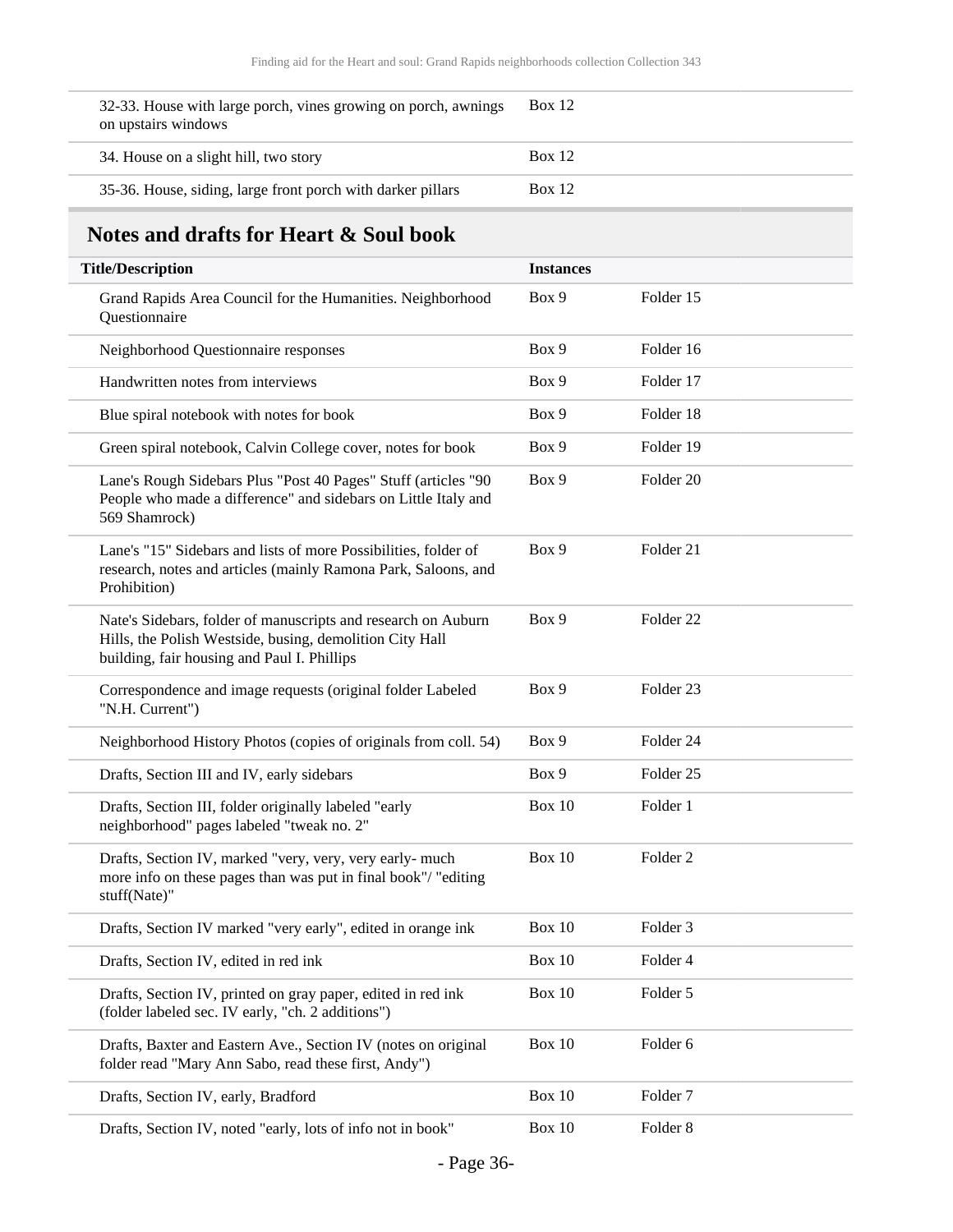| | | |
|---|---|---|
| 32-33. House with large porch, vines growing on porch, awnings on upstairs windows | Box 12 | |
| 34. House on a slight hill, two story | Box 12 | |
| 35-36. House, siding, large front porch with darker pillars | Box 12 | |

## Notes and drafts for Heart & Soul book

| Title/Description | Instances | |
|---|---|---|
| Grand Rapids Area Council for the Humanities. Neighborhood Questionnaire | Box 9 | Folder 15 |
| Neighborhood Questionnaire responses | Box 9 | Folder 16 |
| Handwritten notes from interviews | Box 9 | Folder 17 |
| Blue spiral notebook with notes for book | Box 9 | Folder 18 |
| Green spiral notebook, Calvin College cover, notes for book | Box 9 | Folder 19 |
| Lane's Rough Sidebars Plus "Post 40 Pages" Stuff (articles "90 People who made a difference" and sidebars on Little Italy and 569 Shamrock) | Box 9 | Folder 20 |
| Lane's "15" Sidebars and lists of more Possibilities, folder of research, notes and articles (mainly Ramona Park, Saloons, and Prohibition) | Box 9 | Folder 21 |
| Nate's Sidebars, folder of manuscripts and research on Auburn Hills, the Polish Westside, busing, demolition City Hall building, fair housing and Paul I. Phillips | Box 9 | Folder 22 |
| Correspondence and image requests (original folder Labeled "N.H. Current") | Box 9 | Folder 23 |
| Neighborhood History Photos (copies of originals from coll. 54) | Box 9 | Folder 24 |
| Drafts, Section III and IV, early sidebars | Box 9 | Folder 25 |
| Drafts, Section III, folder originally labeled "early neighborhood" pages labeled "tweak no. 2" | Box 10 | Folder 1 |
| Drafts, Section IV, marked "very, very, very early- much more info on these pages than was put in final book"/ "editing stuff(Nate)" | Box 10 | Folder 2 |
| Drafts, Section IV marked "very early", edited in orange ink | Box 10 | Folder 3 |
| Drafts, Section IV, edited in red ink | Box 10 | Folder 4 |
| Drafts, Section IV, printed on gray paper, edited in red ink (folder labeled sec. IV early, "ch. 2 additions") | Box 10 | Folder 5 |
| Drafts, Baxter and Eastern Ave., Section IV (notes on original folder read "Mary Ann Sabo, read these first, Andy") | Box 10 | Folder 6 |
| Drafts, Section IV, early, Bradford | Box 10 | Folder 7 |
| Drafts, Section IV, noted "early, lots of info not in book" | Box 10 | Folder 8 |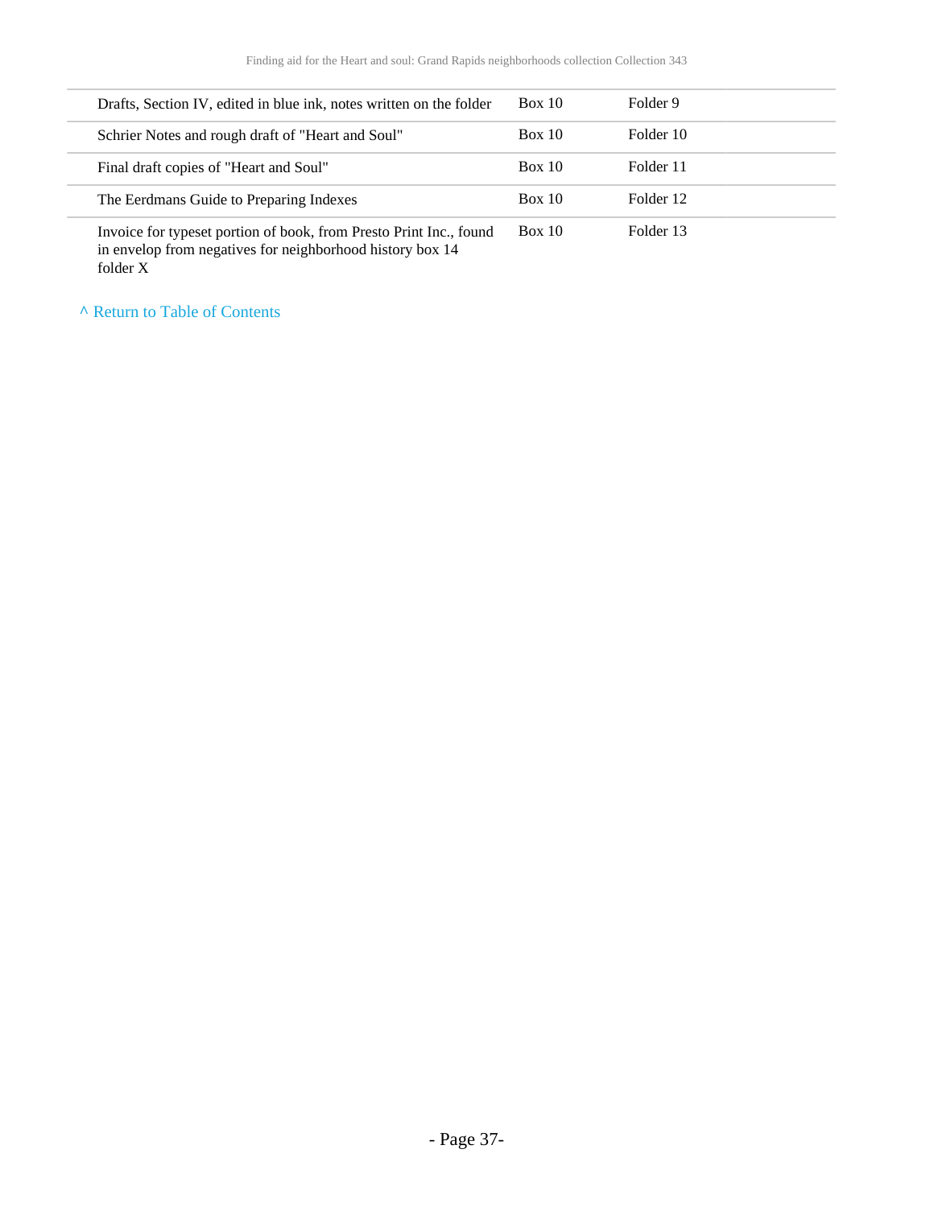| | | |
|---|---|---|
| Drafts, Section IV, edited in blue ink, notes written on the folder | Box 10 | Folder 9 |
| Schrier Notes and rough draft of "Heart and Soul" | Box 10 | Folder 10 |
| Final draft copies of "Heart and Soul" | Box 10 | Folder 11 |
| The Eerdmans Guide to Preparing Indexes | Box 10 | Folder 12 |
| Invoice for typeset portion of book, from Presto Print Inc., found in envelop from negatives for neighborhood history box 14 folder X | Box 10 | Folder 13 |

^ Return to Table of Contents